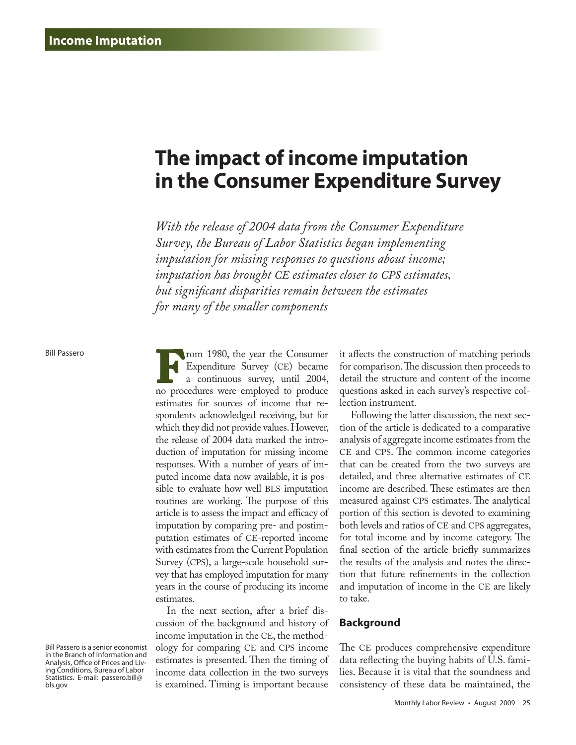# The impact of income imputation in the Consumer Expenditure Survey

*With the release of 2004 data from the Consumer Expenditure Survey, the Bureau of Labor Statistics began implementing imputation for missing responses to questions about income; imputation has brought CE estimates closer to CPS estimates, but significant disparities remain between the estimates for many of the smaller components*

Bill Passero

From 1980, the year the Consumer Expenditure Survey (CE) became a continuous survey, until 2004, no procedures were employed to produce estimates for sources of income that respondents acknowledged receiving, but for which they did not provide values. However, the release of 2004 data marked the introduction of imputation for missing income responses. With a number of years of imputed income data now available, it is possible to evaluate how well BLS imputation routines are working. The purpose of this article is to assess the impact and efficacy of imputation by comparing pre- and postimputation estimates of CE-reported income with estimates from the Current Population Survey (CPS), a large-scale household survey that has employed imputation for many years in the course of producing its income estimates.

In the next section, after a brief discussion of the background and history of income imputation in the CE, the methodology for comparing CE and CPS income estimates is presented. Then the timing of income data collection in the two surveys is examined. Timing is important because it affects the construction of matching periods for comparison. The discussion then proceeds to detail the structure and content of the income questions asked in each survey's respective collection instrument.

Following the latter discussion, the next section of the article is dedicated to a comparative analysis of aggregate income estimates from the CE and CPS. The common income categories that can be created from the two surveys are detailed, and three alternative estimates of CE income are described. These estimates are then measured against CPS estimates. The analytical portion of this section is devoted to examining both levels and ratios of CE and CPS aggregates, for total income and by income category. The final section of the article briefly summarizes the results of the analysis and notes the direction that future refinements in the collection and imputation of income in the CE are likely to take.

## Background

The CE produces comprehensive expenditure data reflecting the buying habits of U.S. families. Because it is vital that the soundness and consistency of these data be maintained, the

Bill Passero is a senior economist in the Branch of Information and Analysis, Office of Prices and Living Conditions, Bureau of Labor Statistics. E-mail: passero.bill@bls.gov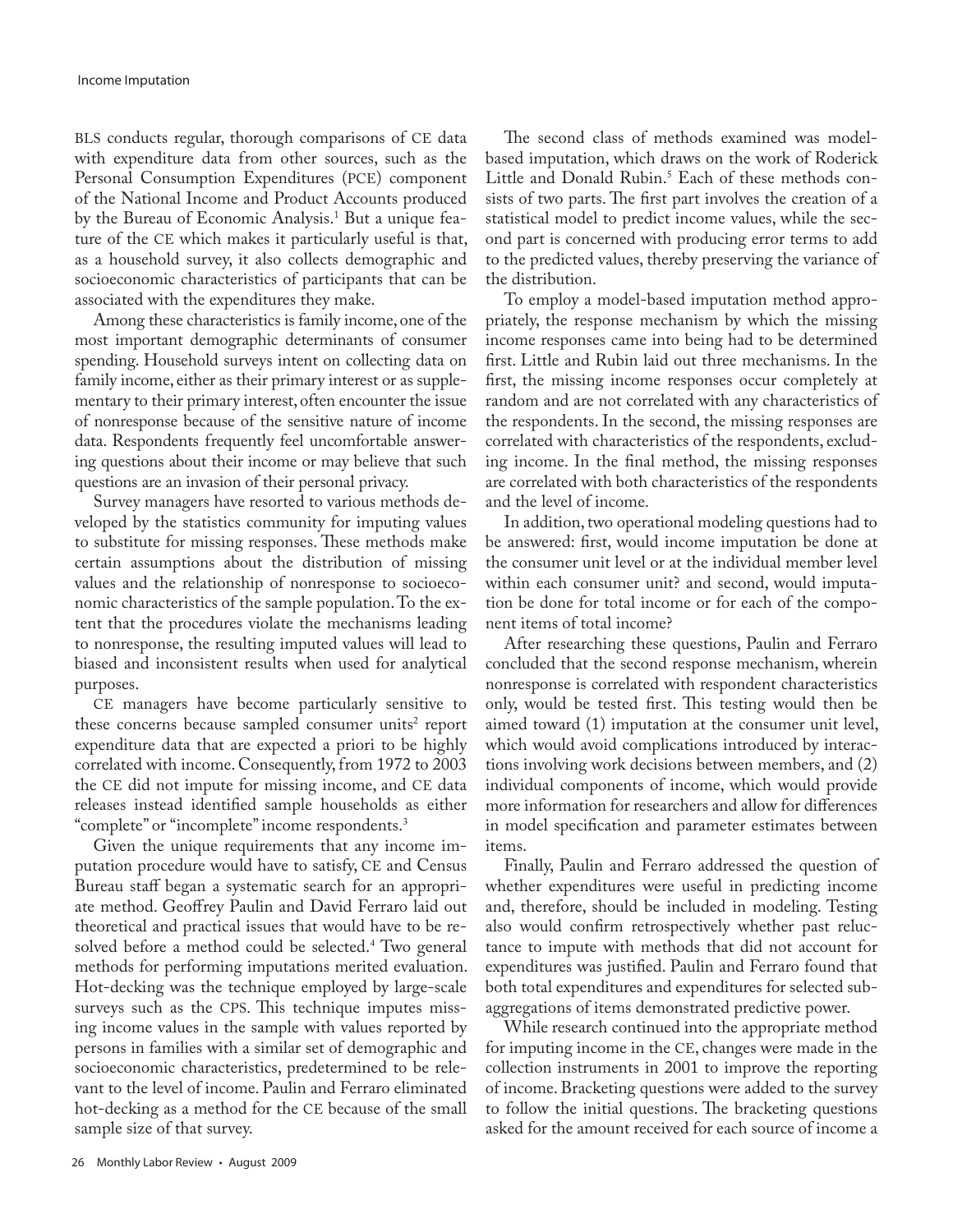BLS conducts regular, thorough comparisons of CE data with expenditure data from other sources, such as the Personal Consumption Expenditures (PCE) component of the National Income and Product Accounts produced by the Bureau of Economic Analysis.[1] But a unique feature of the CE which makes it particularly useful is that, as a household survey, it also collects demographic and socioeconomic characteristics of participants that can be associated with the expenditures they make.

Among these characteristics is family income, one of the most important demographic determinants of consumer spending. Household surveys intent on collecting data on family income, either as their primary interest or as supplementary to their primary interest, often encounter the issue of nonresponse because of the sensitive nature of income data. Respondents frequently feel uncomfortable answering questions about their income or may believe that such questions are an invasion of their personal privacy.

Survey managers have resorted to various methods developed by the statistics community for imputing values to substitute for missing responses. These methods make certain assumptions about the distribution of missing values and the relationship of nonresponse to socioeconomic characteristics of the sample population. To the extent that the procedures violate the mechanisms leading to nonresponse, the resulting imputed values will lead to biased and inconsistent results when used for analytical purposes.

CE managers have become particularly sensitive to these concerns because sampled consumer units[2] report expenditure data that are expected a priori to be highly correlated with income. Consequently, from 1972 to 2003 the CE did not impute for missing income, and CE data releases instead identified sample households as either "complete" or "incomplete" income respondents.[3]

Given the unique requirements that any income imputation procedure would have to satisfy, CE and Census Bureau staff began a systematic search for an appropriate method. Geoffrey Paulin and David Ferraro laid out theoretical and practical issues that would have to be resolved before a method could be selected.[4] Two general methods for performing imputations merited evaluation. Hot-decking was the technique employed by large-scale surveys such as the CPS. This technique imputes missing income values in the sample with values reported by persons in families with a similar set of demographic and socioeconomic characteristics, predetermined to be relevant to the level of income. Paulin and Ferraro eliminated hot-decking as a method for the CE because of the small sample size of that survey.

The second class of methods examined was model-based imputation, which draws on the work of Roderick Little and Donald Rubin.[5] Each of these methods consists of two parts. The first part involves the creation of a statistical model to predict income values, while the second part is concerned with producing error terms to add to the predicted values, thereby preserving the variance of the distribution.

To employ a model-based imputation method appropriately, the response mechanism by which the missing income responses came into being had to be determined first. Little and Rubin laid out three mechanisms. In the first, the missing income responses occur completely at random and are not correlated with any characteristics of the respondents. In the second, the missing responses are correlated with characteristics of the respondents, excluding income. In the final method, the missing responses are correlated with both characteristics of the respondents and the level of income.

In addition, two operational modeling questions had to be answered: first, would income imputation be done at the consumer unit level or at the individual member level within each consumer unit? and second, would imputation be done for total income or for each of the component items of total income?

After researching these questions, Paulin and Ferraro concluded that the second response mechanism, wherein nonresponse is correlated with respondent characteristics only, would be tested first. This testing would then be aimed toward (1) imputation at the consumer unit level, which would avoid complications introduced by interactions involving work decisions between members, and (2) individual components of income, which would provide more information for researchers and allow for differences in model specification and parameter estimates between items.

Finally, Paulin and Ferraro addressed the question of whether expenditures were useful in predicting income and, therefore, should be included in modeling. Testing also would confirm retrospectively whether past reluctance to impute with methods that did not account for expenditures was justified. Paulin and Ferraro found that both total expenditures and expenditures for selected subaggregations of items demonstrated predictive power.

While research continued into the appropriate method for imputing income in the CE, changes were made in the collection instruments in 2001 to improve the reporting of income. Bracketing questions were added to the survey to follow the initial questions. The bracketing questions asked for the amount received for each source of income a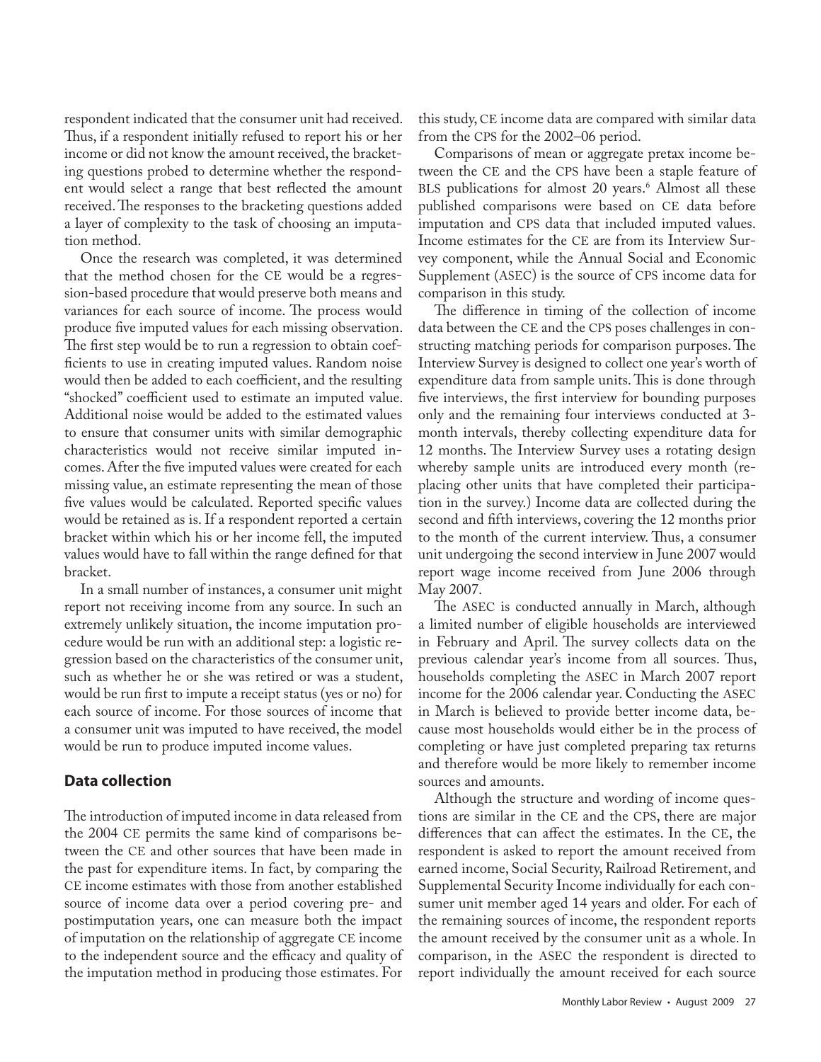respondent indicated that the consumer unit had received. Thus, if a respondent initially refused to report his or her income or did not know the amount received, the bracketing questions probed to determine whether the respondent would select a range that best reflected the amount received. The responses to the bracketing questions added a layer of complexity to the task of choosing an imputation method.

Once the research was completed, it was determined that the method chosen for the CE would be a regression-based procedure that would preserve both means and variances for each source of income. The process would produce five imputed values for each missing observation. The first step would be to run a regression to obtain coefficients to use in creating imputed values. Random noise would then be added to each coefficient, and the resulting "shocked" coefficient used to estimate an imputed value. Additional noise would be added to the estimated values to ensure that consumer units with similar demographic characteristics would not receive similar imputed incomes. After the five imputed values were created for each missing value, an estimate representing the mean of those five values would be calculated. Reported specific values would be retained as is. If a respondent reported a certain bracket within which his or her income fell, the imputed values would have to fall within the range defined for that bracket.

In a small number of instances, a consumer unit might report not receiving income from any source. In such an extremely unlikely situation, the income imputation procedure would be run with an additional step: a logistic regression based on the characteristics of the consumer unit, such as whether he or she was retired or was a student, would be run first to impute a receipt status (yes or no) for each source of income. For those sources of income that a consumer unit was imputed to have received, the model would be run to produce imputed income values.

## Data collection

The introduction of imputed income in data released from the 2004 CE permits the same kind of comparisons between the CE and other sources that have been made in the past for expenditure items. In fact, by comparing the CE income estimates with those from another established source of income data over a period covering pre- and postimputation years, one can measure both the impact of imputation on the relationship of aggregate CE income to the independent source and the efficacy and quality of the imputation method in producing those estimates. For this study, CE income data are compared with similar data from the CPS for the 2002–06 period.

Comparisons of mean or aggregate pretax income between the CE and the CPS have been a staple feature of BLS publications for almost 20 years.[6] Almost all these published comparisons were based on CE data before imputation and CPS data that included imputed values. Income estimates for the CE are from its Interview Survey component, while the Annual Social and Economic Supplement (ASEC) is the source of CPS income data for comparison in this study.

The difference in timing of the collection of income data between the CE and the CPS poses challenges in constructing matching periods for comparison purposes. The Interview Survey is designed to collect one year's worth of expenditure data from sample units. This is done through five interviews, the first interview for bounding purposes only and the remaining four interviews conducted at 3-month intervals, thereby collecting expenditure data for 12 months. The Interview Survey uses a rotating design whereby sample units are introduced every month (replacing other units that have completed their participation in the survey.) Income data are collected during the second and fifth interviews, covering the 12 months prior to the month of the current interview. Thus, a consumer unit undergoing the second interview in June 2007 would report wage income received from June 2006 through May 2007.

The ASEC is conducted annually in March, although a limited number of eligible households are interviewed in February and April. The survey collects data on the previous calendar year's income from all sources. Thus, households completing the ASEC in March 2007 report income for the 2006 calendar year. Conducting the ASEC in March is believed to provide better income data, because most households would either be in the process of completing or have just completed preparing tax returns and therefore would be more likely to remember income sources and amounts.

Although the structure and wording of income questions are similar in the CE and the CPS, there are major differences that can affect the estimates. In the CE, the respondent is asked to report the amount received from earned income, Social Security, Railroad Retirement, and Supplemental Security Income individually for each consumer unit member aged 14 years and older. For each of the remaining sources of income, the respondent reports the amount received by the consumer unit as a whole. In comparison, in the ASEC the respondent is directed to report individually the amount received for each source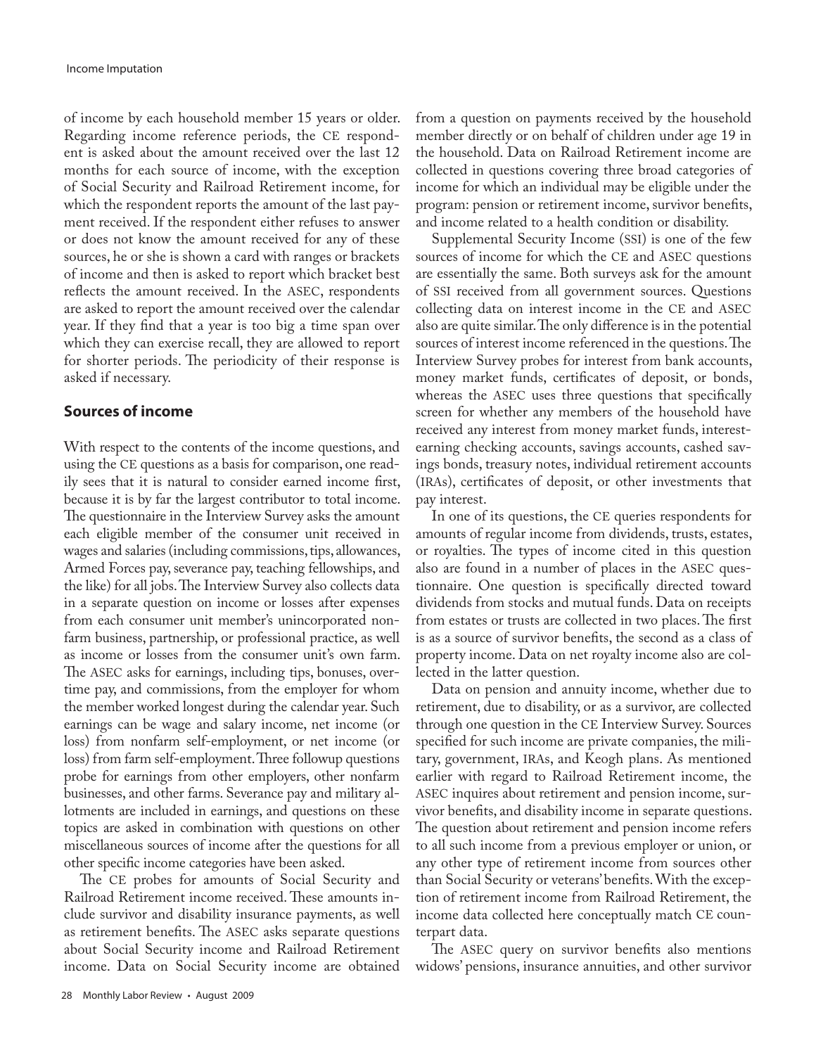of income by each household member 15 years or older. Regarding income reference periods, the CE respondent is asked about the amount received over the last 12 months for each source of income, with the exception of Social Security and Railroad Retirement income, for which the respondent reports the amount of the last payment received. If the respondent either refuses to answer or does not know the amount received for any of these sources, he or she is shown a card with ranges or brackets of income and then is asked to report which bracket best reflects the amount received. In the ASEC, respondents are asked to report the amount received over the calendar year. If they find that a year is too big a time span over which they can exercise recall, they are allowed to report for shorter periods. The periodicity of their response is asked if necessary.

## Sources of income

With respect to the contents of the income questions, and using the CE questions as a basis for comparison, one readily sees that it is natural to consider earned income first, because it is by far the largest contributor to total income. The questionnaire in the Interview Survey asks the amount each eligible member of the consumer unit received in wages and salaries (including commissions, tips, allowances, Armed Forces pay, severance pay, teaching fellowships, and the like) for all jobs. The Interview Survey also collects data in a separate question on income or losses after expenses from each consumer unit member's unincorporated nonfarm business, partnership, or professional practice, as well as income or losses from the consumer unit's own farm. The ASEC asks for earnings, including tips, bonuses, overtime pay, and commissions, from the employer for whom the member worked longest during the calendar year. Such earnings can be wage and salary income, net income (or loss) from nonfarm self-employment, or net income (or loss) from farm self-employment. Three followup questions probe for earnings from other employers, other nonfarm businesses, and other farms. Severance pay and military allotments are included in earnings, and questions on these topics are asked in combination with questions on other miscellaneous sources of income after the questions for all other specific income categories have been asked.

The CE probes for amounts of Social Security and Railroad Retirement income received. These amounts include survivor and disability insurance payments, as well as retirement benefits. The ASEC asks separate questions about Social Security income and Railroad Retirement income. Data on Social Security income are obtained from a question on payments received by the household member directly or on behalf of children under age 19 in the household. Data on Railroad Retirement income are collected in questions covering three broad categories of income for which an individual may be eligible under the program: pension or retirement income, survivor benefits, and income related to a health condition or disability.

Supplemental Security Income (SSI) is one of the few sources of income for which the CE and ASEC questions are essentially the same. Both surveys ask for the amount of SSI received from all government sources. Questions collecting data on interest income in the CE and ASEC also are quite similar. The only difference is in the potential sources of interest income referenced in the questions. The Interview Survey probes for interest from bank accounts, money market funds, certificates of deposit, or bonds, whereas the ASEC uses three questions that specifically screen for whether any members of the household have received any interest from money market funds, interest-earning checking accounts, savings accounts, cashed savings bonds, treasury notes, individual retirement accounts (IRAs), certificates of deposit, or other investments that pay interest.

In one of its questions, the CE queries respondents for amounts of regular income from dividends, trusts, estates, or royalties. The types of income cited in this question also are found in a number of places in the ASEC questionnaire. One question is specifically directed toward dividends from stocks and mutual funds. Data on receipts from estates or trusts are collected in two places. The first is as a source of survivor benefits, the second as a class of property income. Data on net royalty income also are collected in the latter question.

Data on pension and annuity income, whether due to retirement, due to disability, or as a survivor, are collected through one question in the CE Interview Survey. Sources specified for such income are private companies, the military, government, IRAs, and Keogh plans. As mentioned earlier with regard to Railroad Retirement income, the ASEC inquires about retirement and pension income, survivor benefits, and disability income in separate questions. The question about retirement and pension income refers to all such income from a previous employer or union, or any other type of retirement income from sources other than Social Security or veterans' benefits. With the exception of retirement income from Railroad Retirement, the income data collected here conceptually match CE counterpart data.

The ASEC query on survivor benefits also mentions widows' pensions, insurance annuities, and other survivor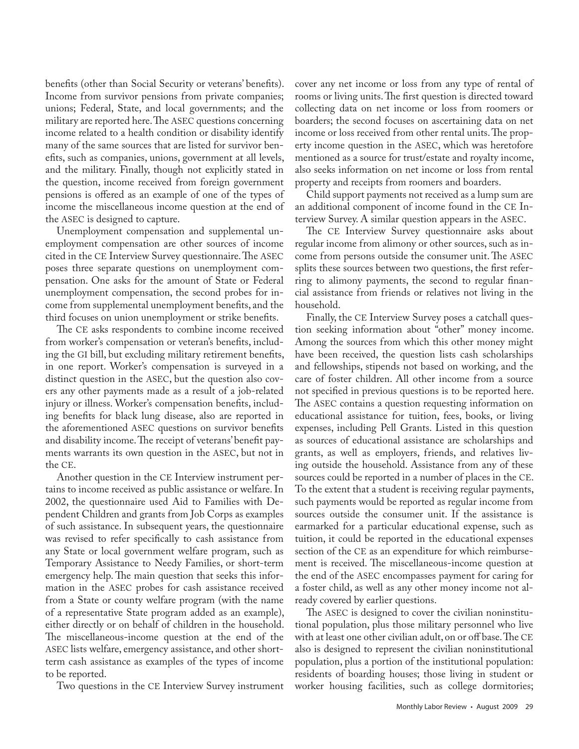benefits (other than Social Security or veterans' benefits). Income from survivor pensions from private companies; unions; Federal, State, and local governments; and the military are reported here. The ASEC questions concerning income related to a health condition or disability identify many of the same sources that are listed for survivor benefits, such as companies, unions, government at all levels, and the military. Finally, though not explicitly stated in the question, income received from foreign government pensions is offered as an example of one of the types of income the miscellaneous income question at the end of the ASEC is designed to capture.

Unemployment compensation and supplemental unemployment compensation are other sources of income cited in the CE Interview Survey questionnaire. The ASEC poses three separate questions on unemployment compensation. One asks for the amount of State or Federal unemployment compensation, the second probes for income from supplemental unemployment benefits, and the third focuses on union unemployment or strike benefits.

The CE asks respondents to combine income received from worker's compensation or veteran's benefits, including the GI bill, but excluding military retirement benefits, in one report. Worker's compensation is surveyed in a distinct question in the ASEC, but the question also covers any other payments made as a result of a job-related injury or illness. Worker's compensation benefits, including benefits for black lung disease, also are reported in the aforementioned ASEC questions on survivor benefits and disability income. The receipt of veterans' benefit payments warrants its own question in the ASEC, but not in the CE.

Another question in the CE Interview instrument pertains to income received as public assistance or welfare. In 2002, the questionnaire used Aid to Families with Dependent Children and grants from Job Corps as examples of such assistance. In subsequent years, the questionnaire was revised to refer specifically to cash assistance from any State or local government welfare program, such as Temporary Assistance to Needy Families, or short-term emergency help. The main question that seeks this information in the ASEC probes for cash assistance received from a State or county welfare program (with the name of a representative State program added as an example), either directly or on behalf of children in the household. The miscellaneous-income question at the end of the ASEC lists welfare, emergency assistance, and other short-term cash assistance as examples of the types of income to be reported.

Two questions in the CE Interview Survey instrument cover any net income or loss from any type of rental of rooms or living units. The first question is directed toward collecting data on net income or loss from roomers or boarders; the second focuses on ascertaining data on net income or loss received from other rental units. The property income question in the ASEC, which was heretofore mentioned as a source for trust/estate and royalty income, also seeks information on net income or loss from rental property and receipts from roomers and boarders.

Child support payments not received as a lump sum are an additional component of income found in the CE Interview Survey. A similar question appears in the ASEC.

The CE Interview Survey questionnaire asks about regular income from alimony or other sources, such as income from persons outside the consumer unit. The ASEC splits these sources between two questions, the first referring to alimony payments, the second to regular financial assistance from friends or relatives not living in the household.

Finally, the CE Interview Survey poses a catchall question seeking information about "other" money income. Among the sources from which this other money might have been received, the question lists cash scholarships and fellowships, stipends not based on working, and the care of foster children. All other income from a source not specified in previous questions is to be reported here. The ASEC contains a question requesting information on educational assistance for tuition, fees, books, or living expenses, including Pell Grants. Listed in this question as sources of educational assistance are scholarships and grants, as well as employers, friends, and relatives living outside the household. Assistance from any of these sources could be reported in a number of places in the CE. To the extent that a student is receiving regular payments, such payments would be reported as regular income from sources outside the consumer unit. If the assistance is earmarked for a particular educational expense, such as tuition, it could be reported in the educational expenses section of the CE as an expenditure for which reimbursement is received. The miscellaneous-income question at the end of the ASEC encompasses payment for caring for a foster child, as well as any other money income not already covered by earlier questions.

The ASEC is designed to cover the civilian noninstitutional population, plus those military personnel who live with at least one other civilian adult, on or off base. The CE also is designed to represent the civilian noninstitutional population, plus a portion of the institutional population: residents of boarding houses; those living in student or worker housing facilities, such as college dormitories;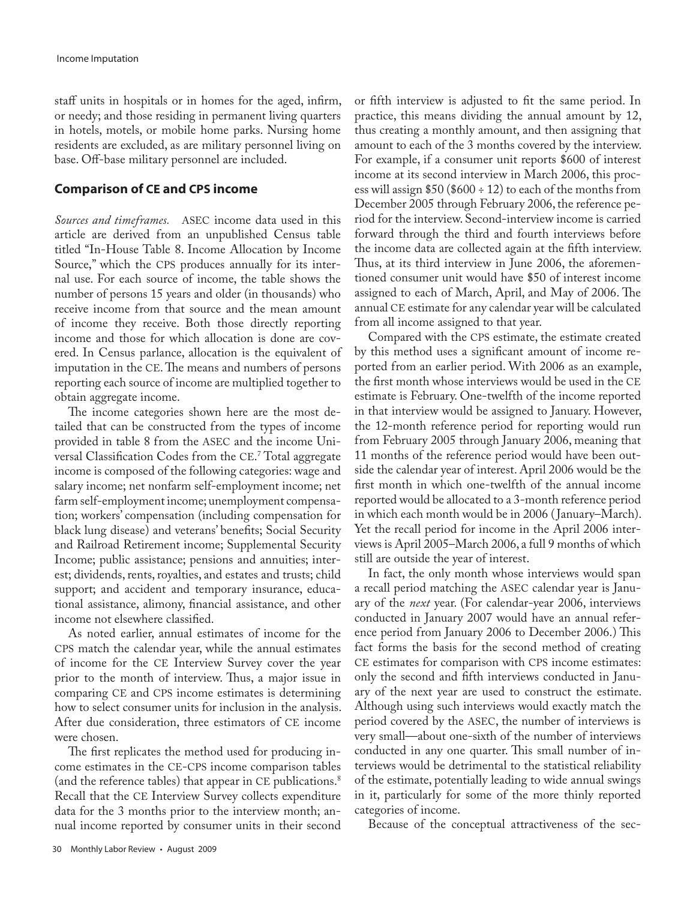staff units in hospitals or in homes for the aged, infirm, or needy; and those residing in permanent living quarters in hotels, motels, or mobile home parks. Nursing home residents are excluded, as are military personnel living on base. Off-base military personnel are included.

## Comparison of CE and CPS income

*Sources and timeframes.* ASEC income data used in this article are derived from an unpublished Census table titled "In-House Table 8. Income Allocation by Income Source," which the CPS produces annually for its internal use. For each source of income, the table shows the number of persons 15 years and older (in thousands) who receive income from that source and the mean amount of income they receive. Both those directly reporting income and those for which allocation is done are covered. In Census parlance, allocation is the equivalent of imputation in the CE. The means and numbers of persons reporting each source of income are multiplied together to obtain aggregate income.

The income categories shown here are the most detailed that can be constructed from the types of income provided in table 8 from the ASEC and the income Universal Classification Codes from the CE.[7] Total aggregate income is composed of the following categories: wage and salary income; net nonfarm self-employment income; net farm self-employment income; unemployment compensation; workers' compensation (including compensation for black lung disease) and veterans' benefits; Social Security and Railroad Retirement income; Supplemental Security Income; public assistance; pensions and annuities; interest; dividends, rents, royalties, and estates and trusts; child support; and accident and temporary insurance, educational assistance, alimony, financial assistance, and other income not elsewhere classified.

As noted earlier, annual estimates of income for the CPS match the calendar year, while the annual estimates of income for the CE Interview Survey cover the year prior to the month of interview. Thus, a major issue in comparing CE and CPS income estimates is determining how to select consumer units for inclusion in the analysis. After due consideration, three estimators of CE income were chosen.

The first replicates the method used for producing income estimates in the CE-CPS income comparison tables (and the reference tables) that appear in CE publications.[8] Recall that the CE Interview Survey collects expenditure data for the 3 months prior to the interview month; annual income reported by consumer units in their second or fifth interview is adjusted to fit the same period. In practice, this means dividing the annual amount by 12, thus creating a monthly amount, and then assigning that amount to each of the 3 months covered by the interview. For example, if a consumer unit reports $600 of interest income at its second interview in March 2006, this process will assign $50 ($600 ÷ 12) to each of the months from December 2005 through February 2006, the reference period for the interview. Second-interview income is carried forward through the third and fourth interviews before the income data are collected again at the fifth interview. Thus, at its third interview in June 2006, the aforementioned consumer unit would have $50 of interest income assigned to each of March, April, and May of 2006. The annual CE estimate for any calendar year will be calculated from all income assigned to that year.

Compared with the CPS estimate, the estimate created by this method uses a significant amount of income reported from an earlier period. With 2006 as an example, the first month whose interviews would be used in the CE estimate is February. One-twelfth of the income reported in that interview would be assigned to January. However, the 12-month reference period for reporting would run from February 2005 through January 2006, meaning that 11 months of the reference period would have been outside the calendar year of interest. April 2006 would be the first month in which one-twelfth of the annual income reported would be allocated to a 3-month reference period in which each month would be in 2006 (January–March). Yet the recall period for income in the April 2006 interviews is April 2005–March 2006, a full 9 months of which still are outside the year of interest.

In fact, the only month whose interviews would span a recall period matching the ASEC calendar year is January of the *next* year. (For calendar-year 2006, interviews conducted in January 2007 would have an annual reference period from January 2006 to December 2006.) This fact forms the basis for the second method of creating CE estimates for comparison with CPS income estimates: only the second and fifth interviews conducted in January of the next year are used to construct the estimate. Although using such interviews would exactly match the period covered by the ASEC, the number of interviews is very small—about one-sixth of the number of interviews conducted in any one quarter. This small number of interviews would be detrimental to the statistical reliability of the estimate, potentially leading to wide annual swings in it, particularly for some of the more thinly reported categories of income.

Because of the conceptual attractiveness of the sec-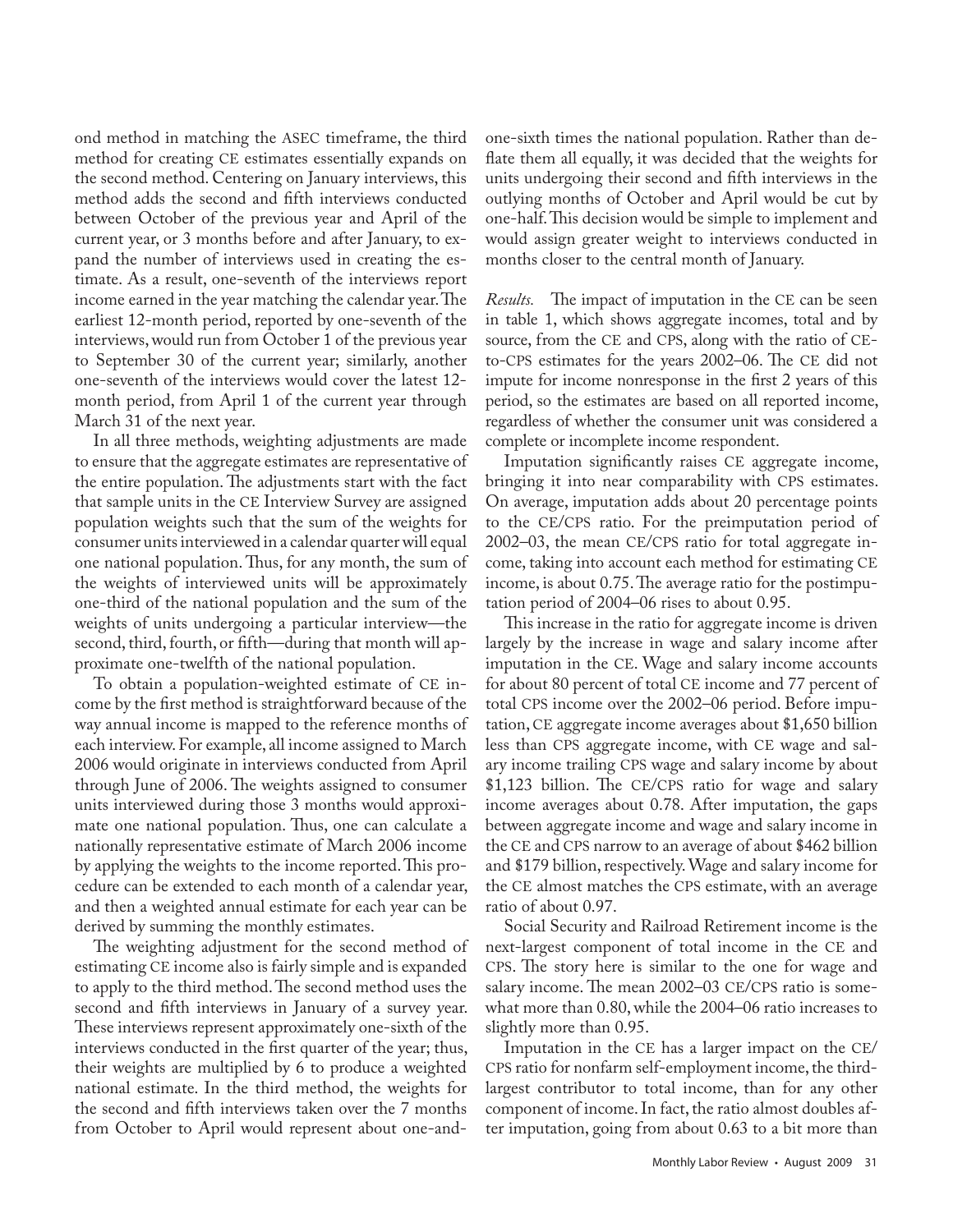ond method in matching the ASEC timeframe, the third method for creating CE estimates essentially expands on the second method. Centering on January interviews, this method adds the second and fifth interviews conducted between October of the previous year and April of the current year, or 3 months before and after January, to expand the number of interviews used in creating the estimate. As a result, one-seventh of the interviews report income earned in the year matching the calendar year. The earliest 12-month period, reported by one-seventh of the interviews, would run from October 1 of the previous year to September 30 of the current year; similarly, another one-seventh of the interviews would cover the latest 12-month period, from April 1 of the current year through March 31 of the next year.

In all three methods, weighting adjustments are made to ensure that the aggregate estimates are representative of the entire population. The adjustments start with the fact that sample units in the CE Interview Survey are assigned population weights such that the sum of the weights for consumer units interviewed in a calendar quarter will equal one national population. Thus, for any month, the sum of the weights of interviewed units will be approximately one-third of the national population and the sum of the weights of units undergoing a particular interview—the second, third, fourth, or fifth—during that month will approximate one-twelfth of the national population.

To obtain a population-weighted estimate of CE income by the first method is straightforward because of the way annual income is mapped to the reference months of each interview. For example, all income assigned to March 2006 would originate in interviews conducted from April through June of 2006. The weights assigned to consumer units interviewed during those 3 months would approximate one national population. Thus, one can calculate a nationally representative estimate of March 2006 income by applying the weights to the income reported. This procedure can be extended to each month of a calendar year, and then a weighted annual estimate for each year can be derived by summing the monthly estimates.

The weighting adjustment for the second method of estimating CE income also is fairly simple and is expanded to apply to the third method. The second method uses the second and fifth interviews in January of a survey year. These interviews represent approximately one-sixth of the interviews conducted in the first quarter of the year; thus, their weights are multiplied by 6 to produce a weighted national estimate. In the third method, the weights for the second and fifth interviews taken over the 7 months from October to April would represent about one-and-one-sixth times the national population. Rather than deflate them all equally, it was decided that the weights for units undergoing their second and fifth interviews in the outlying months of October and April would be cut by one-half. This decision would be simple to implement and would assign greater weight to interviews conducted in months closer to the central month of January.

*Results.* The impact of imputation in the CE can be seen in table 1, which shows aggregate incomes, total and by source, from the CE and CPS, along with the ratio of CE-to-CPS estimates for the years 2002–06. The CE did not impute for income nonresponse in the first 2 years of this period, so the estimates are based on all reported income, regardless of whether the consumer unit was considered a complete or incomplete income respondent.

Imputation significantly raises CE aggregate income, bringing it into near comparability with CPS estimates. On average, imputation adds about 20 percentage points to the CE/CPS ratio. For the preimputation period of 2002–03, the mean CE/CPS ratio for total aggregate income, taking into account each method for estimating CE income, is about 0.75. The average ratio for the postimputation period of 2004–06 rises to about 0.95.

This increase in the ratio for aggregate income is driven largely by the increase in wage and salary income after imputation in the CE. Wage and salary income accounts for about 80 percent of total CE income and 77 percent of total CPS income over the 2002–06 period. Before imputation, CE aggregate income averages about $1,650 billion less than CPS aggregate income, with CE wage and salary income trailing CPS wage and salary income by about $1,123 billion. The CE/CPS ratio for wage and salary income averages about 0.78. After imputation, the gaps between aggregate income and wage and salary income in the CE and CPS narrow to an average of about $462 billion and $179 billion, respectively. Wage and salary income for the CE almost matches the CPS estimate, with an average ratio of about 0.97.

Social Security and Railroad Retirement income is the next-largest component of total income in the CE and CPS. The story here is similar to the one for wage and salary income. The mean 2002–03 CE/CPS ratio is somewhat more than 0.80, while the 2004–06 ratio increases to slightly more than 0.95.

Imputation in the CE has a larger impact on the CE/CPS ratio for nonfarm self-employment income, the third-largest contributor to total income, than for any other component of income. In fact, the ratio almost doubles after imputation, going from about 0.63 to a bit more than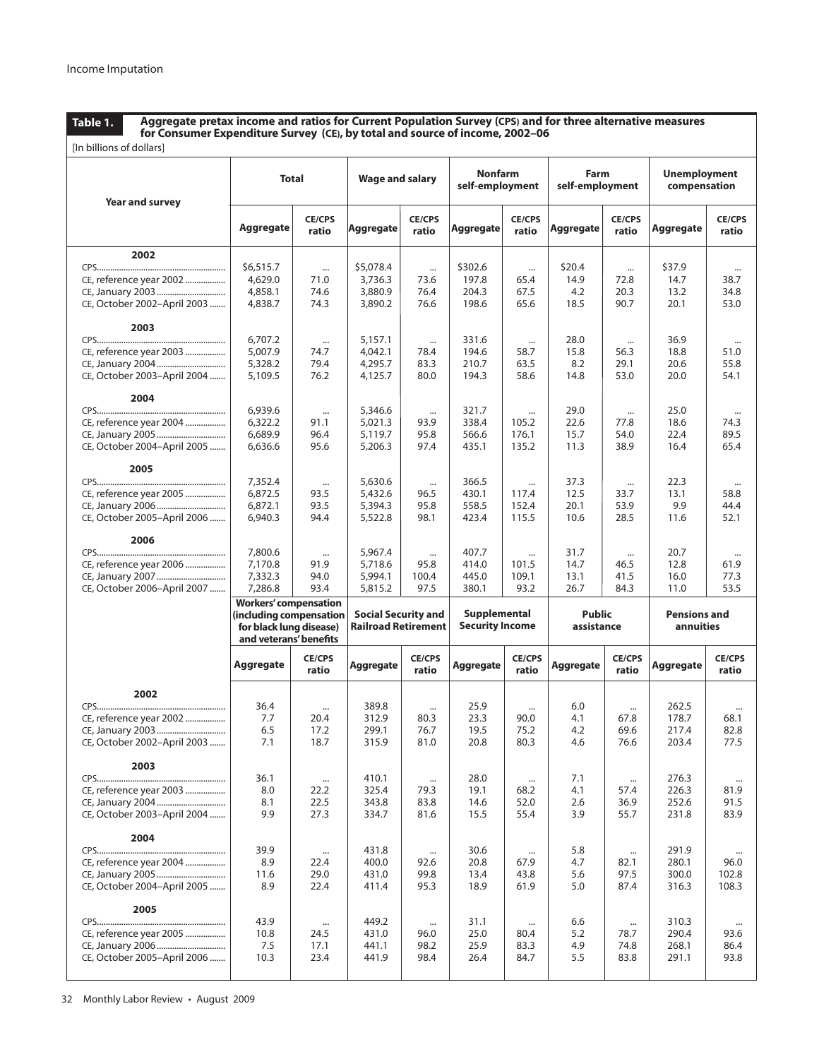**Table 1. Aggregate pretax income and ratios for Current Population Survey (CPS) and for three alternative measures for Consumer Expenditure Survey (CE), by total and source of income, 2002–06**

[In billions of dollars]

| Year and survey | Total | | Wage and salary | | Nonfarm self-employment | | Farm self-employment | | Unemployment compensation | |
|---|---|---|---|---|---|---|---|---|---|---|
| | Aggregate | CE/CPS ratio | Aggregate | CE/CPS ratio | Aggregate | CE/CPS ratio | Aggregate | CE/CPS ratio | Aggregate | CE/CPS ratio |
| **2002** | | | | | | | | | | |
| CPS | $6,515.7 | ... | $5,078.4 | ... | $302.6 | ... | $20.4 | ... | $37.9 | ... |
| CE, reference year 2002 | 4,629.0 | 71.0 | 3,736.3 | 73.6 | 197.8 | 65.4 | 14.9 | 72.8 | 14.7 | 38.7 |
| CE, January 2003 | 4,858.1 | 74.6 | 3,880.9 | 76.4 | 204.3 | 67.5 | 4.2 | 20.3 | 13.2 | 34.8 |
| CE, October 2002–April 2003 | 4,838.7 | 74.3 | 3,890.2 | 76.6 | 198.6 | 65.6 | 18.5 | 90.7 | 20.1 | 53.0 |
| **2003** | | | | | | | | | | |
| CPS | 6,707.2 | ... | 5,157.1 | ... | 331.6 | ... | 28.0 | ... | 36.9 | ... |
| CE, reference year 2003 | 5,007.9 | 74.7 | 4,042.1 | 78.4 | 194.6 | 58.7 | 15.8 | 56.3 | 18.8 | 51.0 |
| CE, January 2004 | 5,328.2 | 79.4 | 4,295.7 | 83.3 | 210.7 | 63.5 | 8.2 | 29.1 | 20.6 | 55.8 |
| CE, October 2003–April 2004 | 5,109.5 | 76.2 | 4,125.7 | 80.0 | 194.3 | 58.6 | 14.8 | 53.0 | 20.0 | 54.1 |
| **2004** | | | | | | | | | | |
| CPS | 6,939.6 | ... | 5,346.6 | ... | 321.7 | ... | 29.0 | ... | 25.0 | ... |
| CE, reference year 2004 | 6,322.2 | 91.1 | 5,021.3 | 93.9 | 338.4 | 105.2 | 22.6 | 77.8 | 18.6 | 74.3 |
| CE, January 2005 | 6,689.9 | 96.4 | 5,119.7 | 95.8 | 566.6 | 176.1 | 15.7 | 54.0 | 22.4 | 89.5 |
| CE, October 2004–April 2005 | 6,636.6 | 95.6 | 5,206.3 | 97.4 | 435.1 | 135.2 | 11.3 | 38.9 | 16.4 | 65.4 |
| **2005** | | | | | | | | | | |
| CPS | 7,352.4 | ... | 5,630.6 | ... | 366.5 | ... | 37.3 | ... | 22.3 | ... |
| CE, reference year 2005 | 6,872.5 | 93.5 | 5,432.6 | 96.5 | 430.1 | 117.4 | 12.5 | 33.7 | 13.1 | 58.8 |
| CE, January 2006 | 6,872.1 | 93.5 | 5,394.3 | 95.8 | 558.5 | 152.4 | 20.1 | 53.9 | 9.9 | 44.4 |
| CE, October 2005–April 2006 | 6,940.3 | 94.4 | 5,522.8 | 98.1 | 423.4 | 115.5 | 10.6 | 28.5 | 11.6 | 52.1 |
| **2006** | | | | | | | | | | |
| CPS | 7,800.6 | ... | 5,967.4 | ... | 407.7 | ... | 31.7 | ... | 20.7 | ... |
| CE, reference year 2006 | 7,170.8 | 91.9 | 5,718.6 | 95.8 | 414.0 | 101.5 | 14.7 | 46.5 | 12.8 | 61.9 |
| CE, January 2007 | 7,332.3 | 94.0 | 5,994.1 | 100.4 | 445.0 | 109.1 | 13.1 | 41.5 | 16.0 | 77.3 |
| CE, October 2006–April 2007 | 7,286.8 | 93.4 | 5,815.2 | 97.5 | 380.1 | 93.2 | 26.7 | 84.3 | 11.0 | 53.5 |

| Year and survey | Workers' compensation (including compensation for black lung disease) and veterans' benefits | | Social Security and Railroad Retirement | | Supplemental Security Income | | Public assistance | | Pensions and annuities | |
|---|---|---|---|---|---|---|---|---|---|---|
| | Aggregate | CE/CPS ratio | Aggregate | CE/CPS ratio | Aggregate | CE/CPS ratio | Aggregate | CE/CPS ratio | Aggregate | CE/CPS ratio |
| **2002** | | | | | | | | | | |
| CPS | 36.4 | ... | 389.8 | ... | 25.9 | ... | 6.0 | ... | 262.5 | ... |
| CE, reference year 2002 | 7.7 | 20.4 | 312.9 | 80.3 | 23.3 | 90.0 | 4.1 | 67.8 | 178.7 | 68.1 |
| CE, January 2003 | 6.5 | 17.2 | 299.1 | 76.7 | 19.5 | 75.2 | 4.2 | 69.6 | 217.4 | 82.8 |
| CE, October 2002–April 2003 | 7.1 | 18.7 | 315.9 | 81.0 | 20.8 | 80.3 | 4.6 | 76.6 | 203.4 | 77.5 |
| **2003** | | | | | | | | | | |
| CPS | 36.1 | ... | 410.1 | ... | 28.0 | ... | 7.1 | ... | 276.3 | ... |
| CE, reference year 2003 | 8.0 | 22.2 | 325.4 | 79.3 | 19.1 | 68.2 | 4.1 | 57.4 | 226.3 | 81.9 |
| CE, January 2004 | 8.1 | 22.5 | 343.8 | 83.8 | 14.6 | 52.0 | 2.6 | 36.9 | 252.6 | 91.5 |
| CE, October 2003–April 2004 | 9.9 | 27.3 | 334.7 | 81.6 | 15.5 | 55.4 | 3.9 | 55.7 | 231.8 | 83.9 |
| **2004** | | | | | | | | | | |
| CPS | 39.9 | ... | 431.8 | ... | 30.6 | ... | 5.8 | ... | 291.9 | ... |
| CE, reference year 2004 | 8.9 | 22.4 | 400.0 | 92.6 | 20.8 | 67.9 | 4.7 | 82.1 | 280.1 | 96.0 |
| CE, January 2005 | 11.6 | 29.0 | 431.0 | 99.8 | 13.4 | 43.8 | 5.6 | 97.5 | 300.0 | 102.8 |
| CE, October 2004–April 2005 | 8.9 | 22.4 | 411.4 | 95.3 | 18.9 | 61.9 | 5.0 | 87.4 | 316.3 | 108.3 |
| **2005** | | | | | | | | | | |
| CPS | 43.9 | ... | 449.2 | ... | 31.1 | ... | 6.6 | ... | 310.3 | ... |
| CE, reference year 2005 | 10.8 | 24.5 | 431.0 | 96.0 | 25.0 | 80.4 | 5.2 | 78.7 | 290.4 | 93.6 |
| CE, January 2006 | 7.5 | 17.1 | 441.1 | 98.2 | 25.9 | 83.3 | 4.9 | 74.8 | 268.1 | 86.4 |
| CE, October 2005–April 2006 | 10.3 | 23.4 | 441.9 | 98.4 | 26.4 | 84.7 | 5.5 | 83.8 | 291.1 | 93.8 |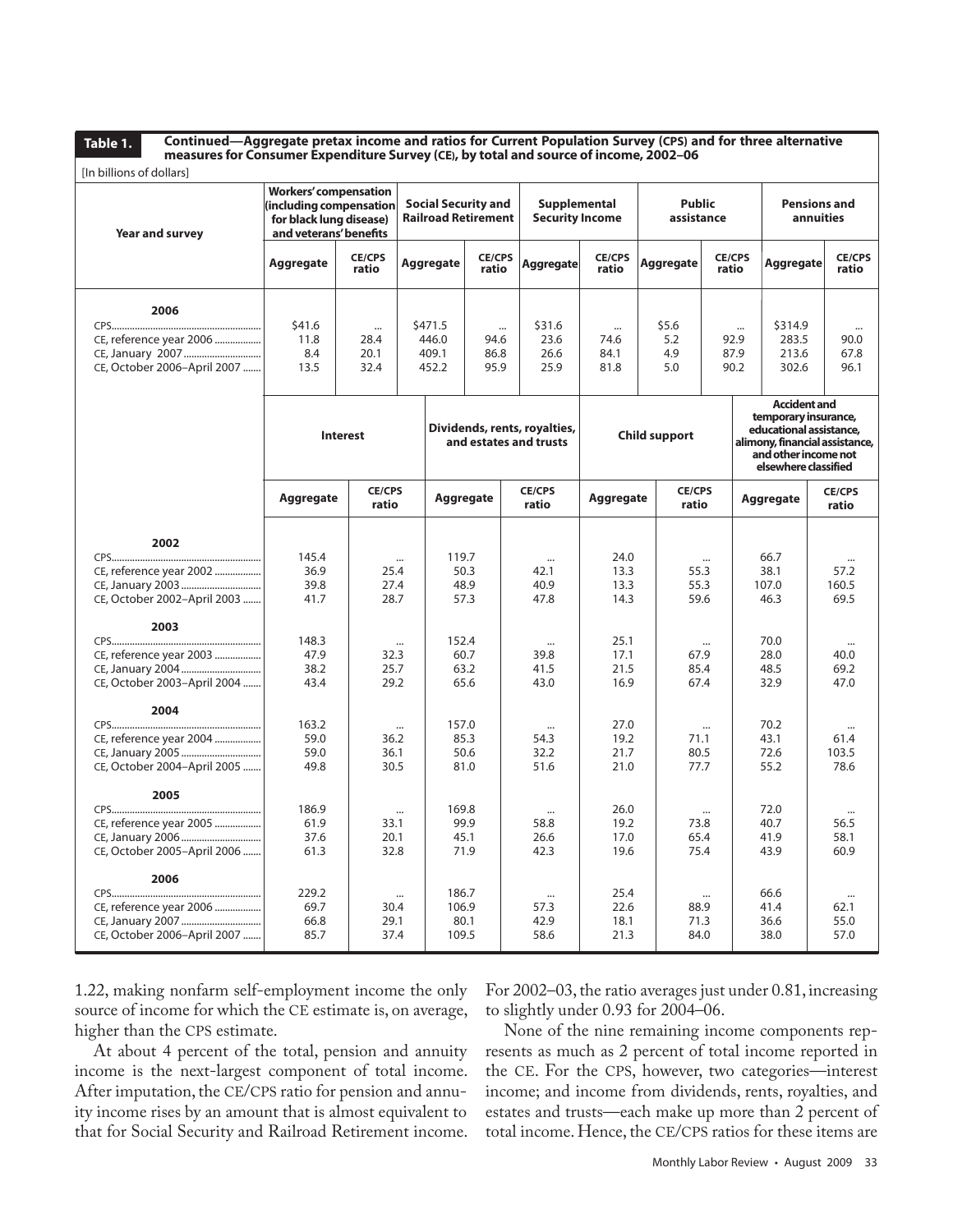**Table 1. Continued—Aggregate pretax income and ratios for Current Population Survey (CPS) and for three alternative measures for Consumer Expenditure Survey (CE), by total and source of income, 2002–06**

[In billions of dollars]

| Year and survey | Workers' compensation (including compensation for black lung disease) and veterans' benefits | | Social Security and Railroad Retirement | | Supplemental Security Income | | Public assistance | | Pensions and annuities | |
|---|---|---|---|---|---|---|---|---|---|---|
| | Aggregate | CE/CPS ratio | Aggregate | CE/CPS ratio | Aggregate | CE/CPS ratio | Aggregate | CE/CPS ratio | Aggregate | CE/CPS ratio |
| **2006** | | | | | | | | | | |
| CPS | $41.6 | ... | $471.5 | ... | $31.6 | ... | $5.6 | ... | $314.9 | ... |
| CE, reference year 2006 | 11.8 | 28.4 | 446.0 | 94.6 | 23.6 | 74.6 | 5.2 | 92.9 | 283.5 | 90.0 |
| CE, January 2007 | 8.4 | 20.1 | 409.1 | 86.8 | 26.6 | 84.1 | 4.9 | 87.9 | 213.6 | 67.8 |
| CE, October 2006–April 2007 | 13.5 | 32.4 | 452.2 | 95.9 | 25.9 | 81.8 | 5.0 | 90.2 | 302.6 | 96.1 |

| Year and survey | Interest | | Dividends, rents, royalties, and estates and trusts | | Child support | | Accident and temporary insurance, educational assistance, alimony, financial assistance, and other income not elsewhere classified | |
|---|---|---|---|---|---|---|---|---|
| | Aggregate | CE/CPS ratio | Aggregate | CE/CPS ratio | Aggregate | CE/CPS ratio | Aggregate | CE/CPS ratio |
| **2002** | | | | | | | | |
| CPS | 145.4 | ... | 119.7 | ... | 24.0 | ... | 66.7 | ... |
| CE, reference year 2002 | 36.9 | 25.4 | 50.3 | 42.1 | 13.3 | 55.3 | 38.1 | 57.2 |
| CE, January 2003 | 39.8 | 27.4 | 48.9 | 40.9 | 13.3 | 55.3 | 107.0 | 160.5 |
| CE, October 2002–April 2003 | 41.7 | 28.7 | 57.3 | 47.8 | 14.3 | 59.6 | 46.3 | 69.5 |
| **2003** | | | | | | | | |
| CPS | 148.3 | ... | 152.4 | ... | 25.1 | ... | 70.0 | ... |
| CE, reference year 2003 | 47.9 | 32.3 | 60.7 | 39.8 | 17.1 | 67.9 | 28.0 | 40.0 |
| CE, January 2004 | 38.2 | 25.7 | 63.2 | 41.5 | 21.5 | 85.4 | 48.5 | 69.2 |
| CE, October 2003–April 2004 | 43.4 | 29.2 | 65.6 | 43.0 | 16.9 | 67.4 | 32.9 | 47.0 |
| **2004** | | | | | | | | |
| CPS | 163.2 | ... | 157.0 | ... | 27.0 | ... | 70.2 | ... |
| CE, reference year 2004 | 59.0 | 36.2 | 85.3 | 54.3 | 19.2 | 71.1 | 43.1 | 61.4 |
| CE, January 2005 | 59.0 | 36.1 | 50.6 | 32.2 | 21.7 | 80.5 | 72.6 | 103.5 |
| CE, October 2004–April 2005 | 49.8 | 30.5 | 81.0 | 51.6 | 21.0 | 77.7 | 55.2 | 78.6 |
| **2005** | | | | | | | | |
| CPS | 186.9 | ... | 169.8 | ... | 26.0 | ... | 72.0 | ... |
| CE, reference year 2005 | 61.9 | 33.1 | 99.9 | 58.8 | 19.2 | 73.8 | 40.7 | 56.5 |
| CE, January 2006 | 37.6 | 20.1 | 45.1 | 26.6 | 17.0 | 65.4 | 41.9 | 58.1 |
| CE, October 2005–April 2006 | 61.3 | 32.8 | 71.9 | 42.3 | 19.6 | 75.4 | 43.9 | 60.9 |
| **2006** | | | | | | | | |
| CPS | 229.2 | ... | 186.7 | ... | 25.4 | ... | 66.6 | ... |
| CE, reference year 2006 | 69.7 | 30.4 | 106.9 | 57.3 | 22.6 | 88.9 | 41.4 | 62.1 |
| CE, January 2007 | 66.8 | 29.1 | 80.1 | 42.9 | 18.1 | 71.3 | 36.6 | 55.0 |
| CE, October 2006–April 2007 | 85.7 | 37.4 | 109.5 | 58.6 | 21.3 | 84.0 | 38.0 | 57.0 |

1.22, making nonfarm self-employment income the only source of income for which the CE estimate is, on average, higher than the CPS estimate.

At about 4 percent of the total, pension and annuity income is the next-largest component of total income. After imputation, the CE/CPS ratio for pension and annuity income rises by an amount that is almost equivalent to that for Social Security and Railroad Retirement income. For 2002–03, the ratio averages just under 0.81, increasing to slightly under 0.93 for 2004–06.

None of the nine remaining income components represents as much as 2 percent of total income reported in the CE. For the CPS, however, two categories—interest income; and income from dividends, rents, royalties, and estates and trusts—each make up more than 2 percent of total income. Hence, the CE/CPS ratios for these items are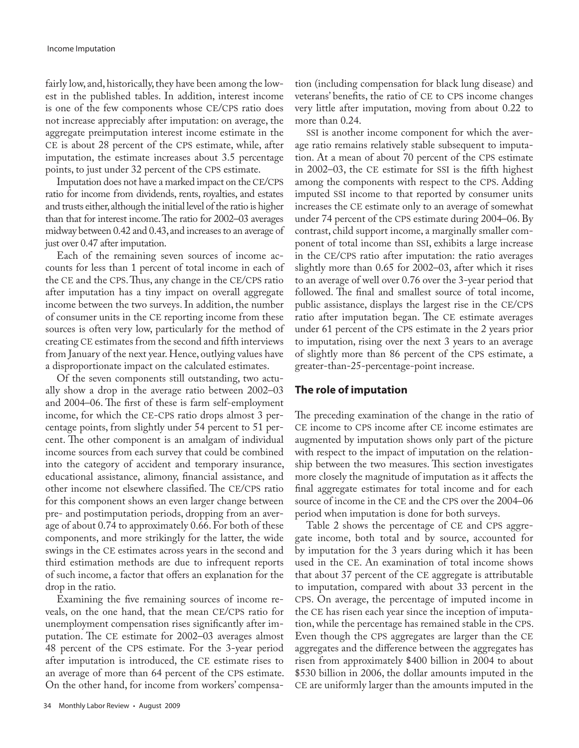fairly low, and, historically, they have been among the lowest in the published tables. In addition, interest income is one of the few components whose CE/CPS ratio does not increase appreciably after imputation: on average, the aggregate preimputation interest income estimate in the CE is about 28 percent of the CPS estimate, while, after imputation, the estimate increases about 3.5 percentage points, to just under 32 percent of the CPS estimate.

Imputation does not have a marked impact on the CE/CPS ratio for income from dividends, rents, royalties, and estates and trusts either, although the initial level of the ratio is higher than that for interest income. The ratio for 2002–03 averages midway between 0.42 and 0.43, and increases to an average of just over 0.47 after imputation.

Each of the remaining seven sources of income accounts for less than 1 percent of total income in each of the CE and the CPS. Thus, any change in the CE/CPS ratio after imputation has a tiny impact on overall aggregate income between the two surveys. In addition, the number of consumer units in the CE reporting income from these sources is often very low, particularly for the method of creating CE estimates from the second and fifth interviews from January of the next year. Hence, outlying values have a disproportionate impact on the calculated estimates.

Of the seven components still outstanding, two actually show a drop in the average ratio between 2002–03 and 2004–06. The first of these is farm self-employment income, for which the CE-CPS ratio drops almost 3 percentage points, from slightly under 54 percent to 51 percent. The other component is an amalgam of individual income sources from each survey that could be combined into the category of accident and temporary insurance, educational assistance, alimony, financial assistance, and other income not elsewhere classified. The CE/CPS ratio for this component shows an even larger change between pre- and postimputation periods, dropping from an average of about 0.74 to approximately 0.66. For both of these components, and more strikingly for the latter, the wide swings in the CE estimates across years in the second and third estimation methods are due to infrequent reports of such income, a factor that offers an explanation for the drop in the ratio.

Examining the five remaining sources of income reveals, on the one hand, that the mean CE/CPS ratio for unemployment compensation rises significantly after imputation. The CE estimate for 2002–03 averages almost 48 percent of the CPS estimate. For the 3-year period after imputation is introduced, the CE estimate rises to an average of more than 64 percent of the CPS estimate. On the other hand, for income from workers' compensation (including compensation for black lung disease) and veterans' benefits, the ratio of CE to CPS income changes very little after imputation, moving from about 0.22 to more than 0.24.

SSI is another income component for which the average ratio remains relatively stable subsequent to imputation. At a mean of about 70 percent of the CPS estimate in 2002–03, the CE estimate for SSI is the fifth highest among the components with respect to the CPS. Adding imputed SSI income to that reported by consumer units increases the CE estimate only to an average of somewhat under 74 percent of the CPS estimate during 2004–06. By contrast, child support income, a marginally smaller component of total income than SSI, exhibits a large increase in the CE/CPS ratio after imputation: the ratio averages slightly more than 0.65 for 2002–03, after which it rises to an average of well over 0.76 over the 3-year period that followed. The final and smallest source of total income, public assistance, displays the largest rise in the CE/CPS ratio after imputation began. The CE estimate averages under 61 percent of the CPS estimate in the 2 years prior to imputation, rising over the next 3 years to an average of slightly more than 86 percent of the CPS estimate, a greater-than-25-percentage-point increase.

## The role of imputation

The preceding examination of the change in the ratio of CE income to CPS income after CE income estimates are augmented by imputation shows only part of the picture with respect to the impact of imputation on the relationship between the two measures. This section investigates more closely the magnitude of imputation as it affects the final aggregate estimates for total income and for each source of income in the CE and the CPS over the 2004–06 period when imputation is done for both surveys.

Table 2 shows the percentage of CE and CPS aggregate income, both total and by source, accounted for by imputation for the 3 years during which it has been used in the CE. An examination of total income shows that about 37 percent of the CE aggregate is attributable to imputation, compared with about 33 percent in the CPS. On average, the percentage of imputed income in the CE has risen each year since the inception of imputation, while the percentage has remained stable in the CPS. Even though the CPS aggregates are larger than the CE aggregates and the difference between the aggregates has risen from approximately $400 billion in 2004 to about $530 billion in 2006, the dollar amounts imputed in the CE are uniformly larger than the amounts imputed in the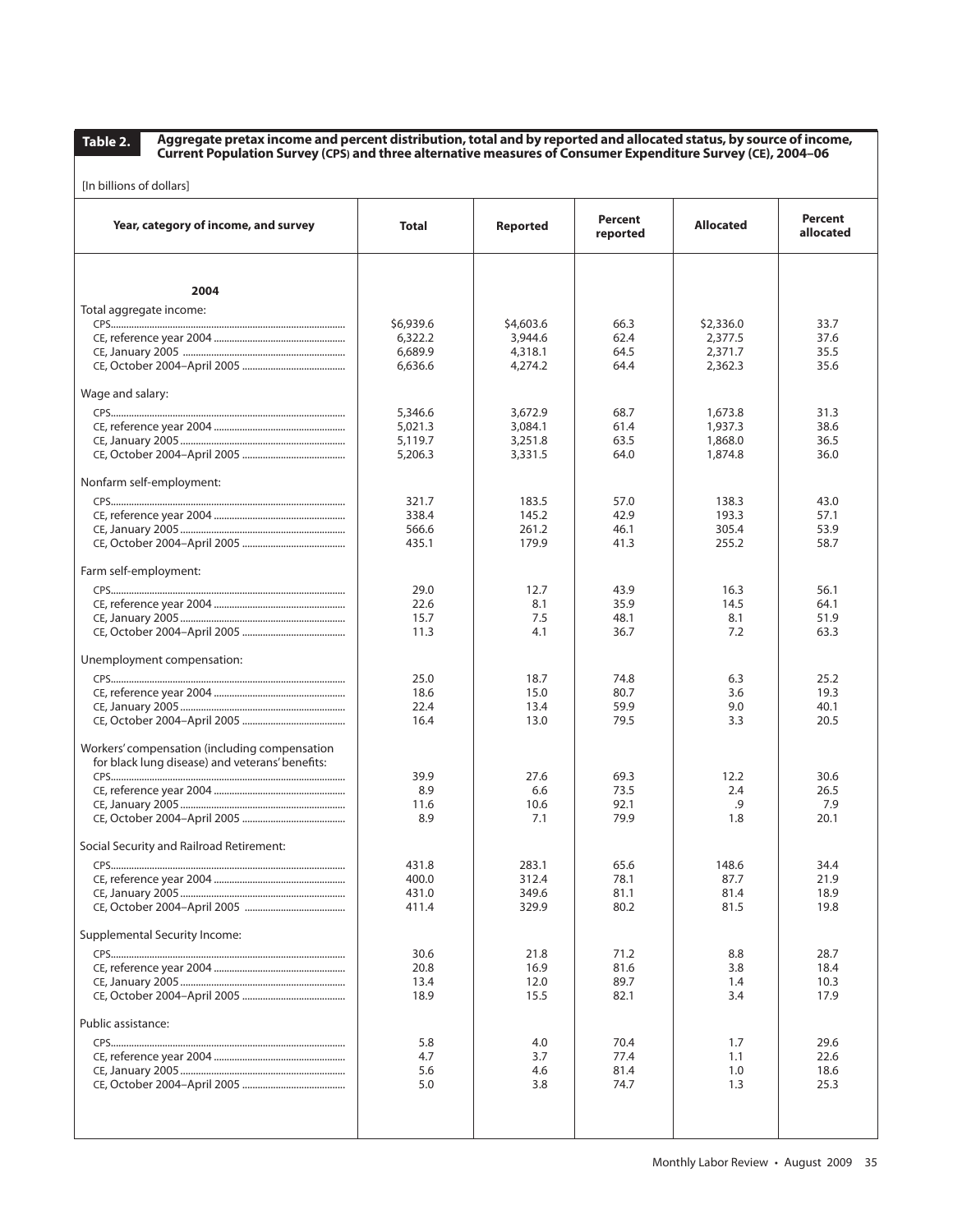**Table 2. Aggregate pretax income and percent distribution, total and by reported and allocated status, by source of income, Current Population Survey (CPS) and three alternative measures of Consumer Expenditure Survey (CE), 2004–06**

[In billions of dollars]

| Year, category of income, and survey | Total | Reported | Percent reported | Allocated | Percent allocated |
|---|---|---|---|---|---|
| **2004** | | | | | |
| Total aggregate income: | | | | | |
| CPS | $6,939.6 | $4,603.6 | 66.3 | $2,336.0 | 33.7 |
| CE, reference year 2004 | 6,322.2 | 3,944.6 | 62.4 | 2,377.5 | 37.6 |
| CE, January 2005 | 6,689.9 | 4,318.1 | 64.5 | 2,371.7 | 35.5 |
| CE, October 2004–April 2005 | 6,636.6 | 4,274.2 | 64.4 | 2,362.3 | 35.6 |
| Wage and salary: | | | | | |
| CPS | 5,346.6 | 3,672.9 | 68.7 | 1,673.8 | 31.3 |
| CE, reference year 2004 | 5,021.3 | 3,084.1 | 61.4 | 1,937.3 | 38.6 |
| CE, January 2005 | 5,119.7 | 3,251.8 | 63.5 | 1,868.0 | 36.5 |
| CE, October 2004–April 2005 | 5,206.3 | 3,331.5 | 64.0 | 1,874.8 | 36.0 |
| Nonfarm self-employment: | | | | | |
| CPS | 321.7 | 183.5 | 57.0 | 138.3 | 43.0 |
| CE, reference year 2004 | 338.4 | 145.2 | 42.9 | 193.3 | 57.1 |
| CE, January 2005 | 566.6 | 261.2 | 46.1 | 305.4 | 53.9 |
| CE, October 2004–April 2005 | 435.1 | 179.9 | 41.3 | 255.2 | 58.7 |
| Farm self-employment: | | | | | |
| CPS | 29.0 | 12.7 | 43.9 | 16.3 | 56.1 |
| CE, reference year 2004 | 22.6 | 8.1 | 35.9 | 14.5 | 64.1 |
| CE, January 2005 | 15.7 | 7.5 | 48.1 | 8.1 | 51.9 |
| CE, October 2004–April 2005 | 11.3 | 4.1 | 36.7 | 7.2 | 63.3 |
| Unemployment compensation: | | | | | |
| CPS | 25.0 | 18.7 | 74.8 | 6.3 | 25.2 |
| CE, reference year 2004 | 18.6 | 15.0 | 80.7 | 3.6 | 19.3 |
| CE, January 2005 | 22.4 | 13.4 | 59.9 | 9.0 | 40.1 |
| CE, October 2004–April 2005 | 16.4 | 13.0 | 79.5 | 3.3 | 20.5 |
| Workers' compensation (including compensation for black lung disease) and veterans' benefits: | | | | | |
| CPS | 39.9 | 27.6 | 69.3 | 12.2 | 30.6 |
| CE, reference year 2004 | 8.9 | 6.6 | 73.5 | 2.4 | 26.5 |
| CE, January 2005 | 11.6 | 10.6 | 92.1 | .9 | 7.9 |
| CE, October 2004–April 2005 | 8.9 | 7.1 | 79.9 | 1.8 | 20.1 |
| Social Security and Railroad Retirement: | | | | | |
| CPS | 431.8 | 283.1 | 65.6 | 148.6 | 34.4 |
| CE, reference year 2004 | 400.0 | 312.4 | 78.1 | 87.7 | 21.9 |
| CE, January 2005 | 431.0 | 349.6 | 81.1 | 81.4 | 18.9 |
| CE, October 2004–April 2005 | 411.4 | 329.9 | 80.2 | 81.5 | 19.8 |
| Supplemental Security Income: | | | | | |
| CPS | 30.6 | 21.8 | 71.2 | 8.8 | 28.7 |
| CE, reference year 2004 | 20.8 | 16.9 | 81.6 | 3.8 | 18.4 |
| CE, January 2005 | 13.4 | 12.0 | 89.7 | 1.4 | 10.3 |
| CE, October 2004–April 2005 | 18.9 | 15.5 | 82.1 | 3.4 | 17.9 |
| Public assistance: | | | | | |
| CPS | 5.8 | 4.0 | 70.4 | 1.7 | 29.6 |
| CE, reference year 2004 | 4.7 | 3.7 | 77.4 | 1.1 | 22.6 |
| CE, January 2005 | 5.6 | 4.6 | 81.4 | 1.0 | 18.6 |
| CE, October 2004–April 2005 | 5.0 | 3.8 | 74.7 | 1.3 | 25.3 |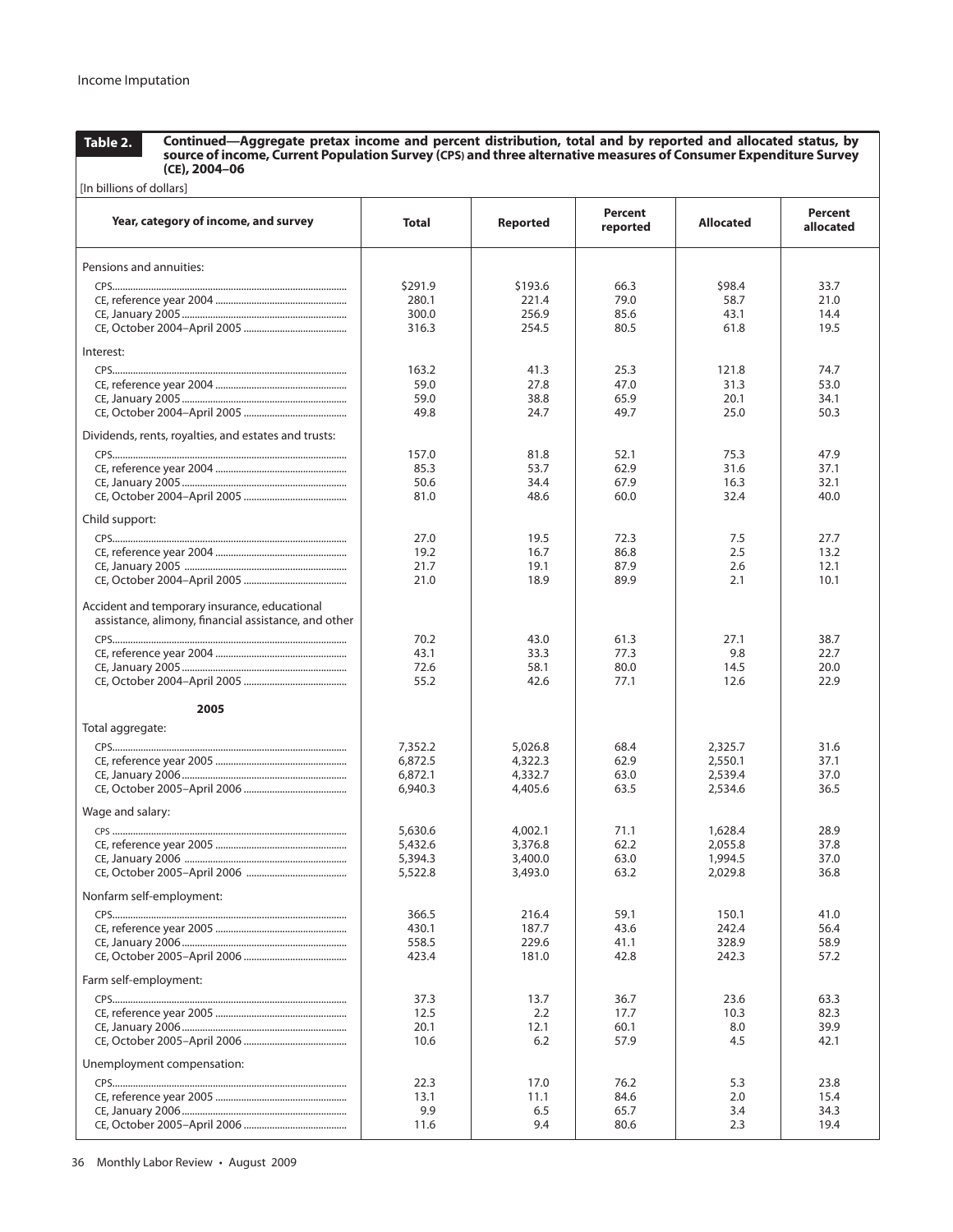**Table 2.** Continued—Aggregate pretax income and percent distribution, total and by reported and allocated status, by source of income, Current Population Survey (CPS) and three alternative measures of Consumer Expenditure Survey (CE), 2004–06

[In billions of dollars]

| Year, category of income, and survey | Total | Reported | Percent reported | Allocated | Percent allocated |
|---|---|---|---|---|---|
| Pensions and annuities: | | | | | |
| CPS | $291.9 | $193.6 | 66.3 | $98.4 | 33.7 |
| CE, reference year 2004 | 280.1 | 221.4 | 79.0 | 58.7 | 21.0 |
| CE, January 2005 | 300.0 | 256.9 | 85.6 | 43.1 | 14.4 |
| CE, October 2004–April 2005 | 316.3 | 254.5 | 80.5 | 61.8 | 19.5 |
| Interest: | | | | | |
| CPS | 163.2 | 41.3 | 25.3 | 121.8 | 74.7 |
| CE, reference year 2004 | 59.0 | 27.8 | 47.0 | 31.3 | 53.0 |
| CE, January 2005 | 59.0 | 38.8 | 65.9 | 20.1 | 34.1 |
| CE, October 2004–April 2005 | 49.8 | 24.7 | 49.7 | 25.0 | 50.3 |
| Dividends, rents, royalties, and estates and trusts: | | | | | |
| CPS | 157.0 | 81.8 | 52.1 | 75.3 | 47.9 |
| CE, reference year 2004 | 85.3 | 53.7 | 62.9 | 31.6 | 37.1 |
| CE, January 2005 | 50.6 | 34.4 | 67.9 | 16.3 | 32.1 |
| CE, October 2004–April 2005 | 81.0 | 48.6 | 60.0 | 32.4 | 40.0 |
| Child support: | | | | | |
| CPS | 27.0 | 19.5 | 72.3 | 7.5 | 27.7 |
| CE, reference year 2004 | 19.2 | 16.7 | 86.8 | 2.5 | 13.2 |
| CE, January 2005 | 21.7 | 19.1 | 87.9 | 2.6 | 12.1 |
| CE, October 2004–April 2005 | 21.0 | 18.9 | 89.9 | 2.1 | 10.1 |
| Accident and temporary insurance, educational assistance, alimony, financial assistance, and other | | | | | |
| CPS | 70.2 | 43.0 | 61.3 | 27.1 | 38.7 |
| CE, reference year 2004 | 43.1 | 33.3 | 77.3 | 9.8 | 22.7 |
| CE, January 2005 | 72.6 | 58.1 | 80.0 | 14.5 | 20.0 |
| CE, October 2004–April 2005 | 55.2 | 42.6 | 77.1 | 12.6 | 22.9 |
| **2005** | | | | | |
| Total aggregate: | | | | | |
| CPS | 7,352.2 | 5,026.8 | 68.4 | 2,325.7 | 31.6 |
| CE, reference year 2005 | 6,872.5 | 4,322.3 | 62.9 | 2,550.1 | 37.1 |
| CE, January 2006 | 6,872.1 | 4,332.7 | 63.0 | 2,539.4 | 37.0 |
| CE, October 2005–April 2006 | 6,940.3 | 4,405.6 | 63.5 | 2,534.6 | 36.5 |
| Wage and salary: | | | | | |
| CPS | 5,630.6 | 4,002.1 | 71.1 | 1,628.4 | 28.9 |
| CE, reference year 2005 | 5,432.6 | 3,376.8 | 62.2 | 2,055.8 | 37.8 |
| CE, January 2006 | 5,394.3 | 3,400.0 | 63.0 | 1,994.5 | 37.0 |
| CE, October 2005–April 2006 | 5,522.8 | 3,493.0 | 63.2 | 2,029.8 | 36.8 |
| Nonfarm self-employment: | | | | | |
| CPS | 366.5 | 216.4 | 59.1 | 150.1 | 41.0 |
| CE, reference year 2005 | 430.1 | 187.7 | 43.6 | 242.4 | 56.4 |
| CE, January 2006 | 558.5 | 229.6 | 41.1 | 328.9 | 58.9 |
| CE, October 2005–April 2006 | 423.4 | 181.0 | 42.8 | 242.3 | 57.2 |
| Farm self-employment: | | | | | |
| CPS | 37.3 | 13.7 | 36.7 | 23.6 | 63.3 |
| CE, reference year 2005 | 12.5 | 2.2 | 17.7 | 10.3 | 82.3 |
| CE, January 2006 | 20.1 | 12.1 | 60.1 | 8.0 | 39.9 |
| CE, October 2005–April 2006 | 10.6 | 6.2 | 57.9 | 4.5 | 42.1 |
| Unemployment compensation: | | | | | |
| CPS | 22.3 | 17.0 | 76.2 | 5.3 | 23.8 |
| CE, reference year 2005 | 13.1 | 11.1 | 84.6 | 2.0 | 15.4 |
| CE, January 2006 | 9.9 | 6.5 | 65.7 | 3.4 | 34.3 |
| CE, October 2005–April 2006 | 11.6 | 9.4 | 80.6 | 2.3 | 19.4 |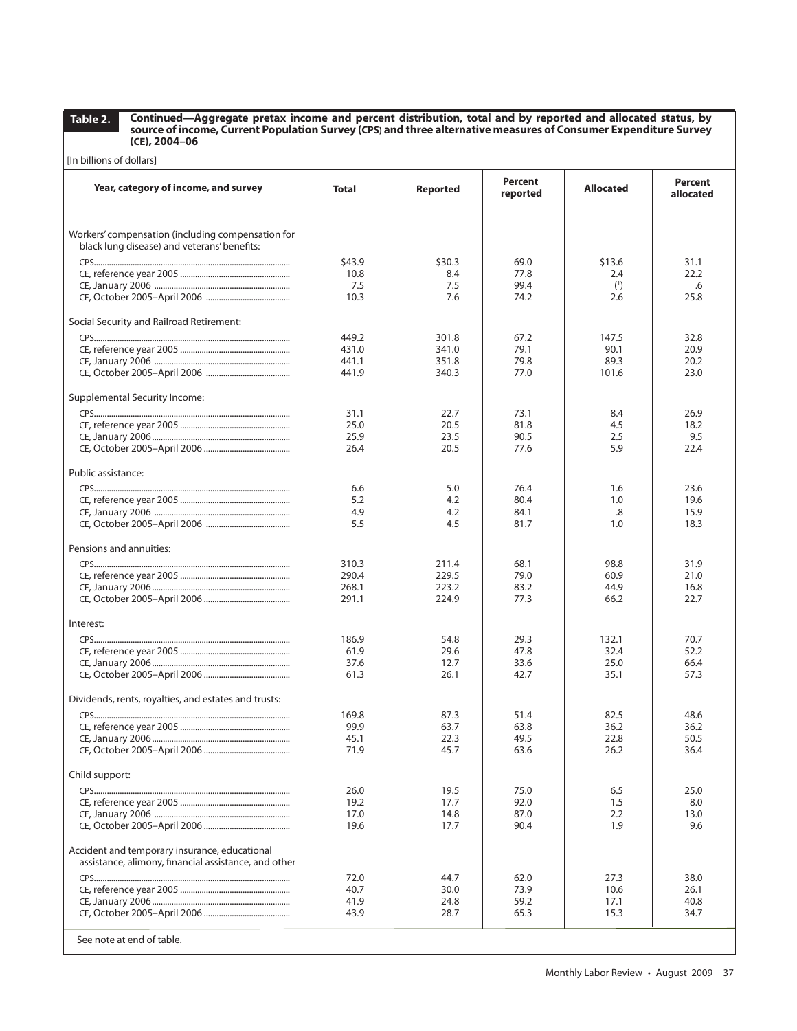**Table 2. Continued—Aggregate pretax income and percent distribution, total and by reported and allocated status, by source of income, Current Population Survey (CPS) and three alternative measures of Consumer Expenditure Survey (CE), 2004–06**

[In billions of dollars]

| Year, category of income, and survey | Total | Reported | Percent reported | Allocated | Percent allocated |
|---|---|---|---|---|---|
| Workers' compensation (including compensation for black lung disease) and veterans' benefits: | | | | | |
| CPS | $43.9 | $30.3 | 69.0 | $13.6 | 31.1 |
| CE, reference year 2005 | 10.8 | 8.4 | 77.8 | 2.4 | 22.2 |
| CE, January 2006 | 7.5 | 7.5 | 99.4 | ([1]) | .6 |
| CE, October 2005–April 2006 | 10.3 | 7.6 | 74.2 | 2.6 | 25.8 |
| Social Security and Railroad Retirement: | | | | | |
| CPS | 449.2 | 301.8 | 67.2 | 147.5 | 32.8 |
| CE, reference year 2005 | 431.0 | 341.0 | 79.1 | 90.1 | 20.9 |
| CE, January 2006 | 441.1 | 351.8 | 79.8 | 89.3 | 20.2 |
| CE, October 2005–April 2006 | 441.9 | 340.3 | 77.0 | 101.6 | 23.0 |
| Supplemental Security Income: | | | | | |
| CPS | 31.1 | 22.7 | 73.1 | 8.4 | 26.9 |
| CE, reference year 2005 | 25.0 | 20.5 | 81.8 | 4.5 | 18.2 |
| CE, January 2006 | 25.9 | 23.5 | 90.5 | 2.5 | 9.5 |
| CE, October 2005–April 2006 | 26.4 | 20.5 | 77.6 | 5.9 | 22.4 |
| Public assistance: | | | | | |
| CPS | 6.6 | 5.0 | 76.4 | 1.6 | 23.6 |
| CE, reference year 2005 | 5.2 | 4.2 | 80.4 | 1.0 | 19.6 |
| CE, January 2006 | 4.9 | 4.2 | 84.1 | .8 | 15.9 |
| CE, October 2005–April 2006 | 5.5 | 4.5 | 81.7 | 1.0 | 18.3 |
| Pensions and annuities: | | | | | |
| CPS | 310.3 | 211.4 | 68.1 | 98.8 | 31.9 |
| CE, reference year 2005 | 290.4 | 229.5 | 79.0 | 60.9 | 21.0 |
| CE, January 2006 | 268.1 | 223.2 | 83.2 | 44.9 | 16.8 |
| CE, October 2005–April 2006 | 291.1 | 224.9 | 77.3 | 66.2 | 22.7 |
| Interest: | | | | | |
| CPS | 186.9 | 54.8 | 29.3 | 132.1 | 70.7 |
| CE, reference year 2005 | 61.9 | 29.6 | 47.8 | 32.4 | 52.2 |
| CE, January 2006 | 37.6 | 12.7 | 33.6 | 25.0 | 66.4 |
| CE, October 2005–April 2006 | 61.3 | 26.1 | 42.7 | 35.1 | 57.3 |
| Dividends, rents, royalties, and estates and trusts: | | | | | |
| CPS | 169.8 | 87.3 | 51.4 | 82.5 | 48.6 |
| CE, reference year 2005 | 99.9 | 63.7 | 63.8 | 36.2 | 36.2 |
| CE, January 2006 | 45.1 | 22.3 | 49.5 | 22.8 | 50.5 |
| CE, October 2005–April 2006 | 71.9 | 45.7 | 63.6 | 26.2 | 36.4 |
| Child support: | | | | | |
| CPS | 26.0 | 19.5 | 75.0 | 6.5 | 25.0 |
| CE, reference year 2005 | 19.2 | 17.7 | 92.0 | 1.5 | 8.0 |
| CE, January 2006 | 17.0 | 14.8 | 87.0 | 2.2 | 13.0 |
| CE, October 2005–April 2006 | 19.6 | 17.7 | 90.4 | 1.9 | 9.6 |
| Accident and temporary insurance, educational assistance, alimony, financial assistance, and other | | | | | |
| CPS | 72.0 | 44.7 | 62.0 | 27.3 | 38.0 |
| CE, reference year 2005 | 40.7 | 30.0 | 73.9 | 10.6 | 26.1 |
| CE, January 2006 | 41.9 | 24.8 | 59.2 | 17.1 | 40.8 |
| CE, October 2005–April 2006 | 43.9 | 28.7 | 65.3 | 15.3 | 34.7 |

See note at end of table.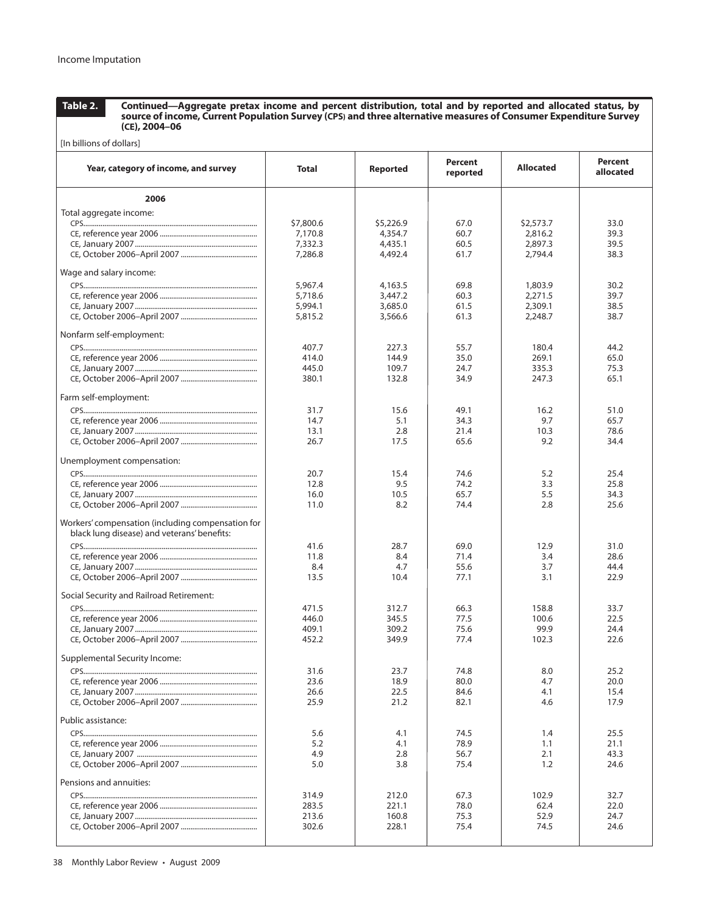**Table 2. Continued—Aggregate pretax income and percent distribution, total and by reported and allocated status, by source of income, Current Population Survey (CPS) and three alternative measures of Consumer Expenditure Survey (CE), 2004–06**

[In billions of dollars]

| Year, category of income, and survey | Total | Reported | Percent reported | Allocated | Percent allocated |
|---|---|---|---|---|---|
| **2006** | | | | | |
| Total aggregate income: | | | | | |
| CPS | $7,800.6 | $5,226.9 | 67.0 | $2,573.7 | 33.0 |
| CE, reference year 2006 | 7,170.8 | 4,354.7 | 60.7 | 2,816.2 | 39.3 |
| CE, January 2007 | 7,332.3 | 4,435.1 | 60.5 | 2,897.3 | 39.5 |
| CE, October 2006–April 2007 | 7,286.8 | 4,492.4 | 61.7 | 2,794.4 | 38.3 |
| Wage and salary income: | | | | | |
| CPS | 5,967.4 | 4,163.5 | 69.8 | 1,803.9 | 30.2 |
| CE, reference year 2006 | 5,718.6 | 3,447.2 | 60.3 | 2,271.5 | 39.7 |
| CE, January 2007 | 5,994.1 | 3,685.0 | 61.5 | 2,309.1 | 38.5 |
| CE, October 2006–April 2007 | 5,815.2 | 3,566.6 | 61.3 | 2,248.7 | 38.7 |
| Nonfarm self-employment: | | | | | |
| CPS | 407.7 | 227.3 | 55.7 | 180.4 | 44.2 |
| CE, reference year 2006 | 414.0 | 144.9 | 35.0 | 269.1 | 65.0 |
| CE, January 2007 | 445.0 | 109.7 | 24.7 | 335.3 | 75.3 |
| CE, October 2006–April 2007 | 380.1 | 132.8 | 34.9 | 247.3 | 65.1 |
| Farm self-employment: | | | | | |
| CPS | 31.7 | 15.6 | 49.1 | 16.2 | 51.0 |
| CE, reference year 2006 | 14.7 | 5.1 | 34.3 | 9.7 | 65.7 |
| CE, January 2007 | 13.1 | 2.8 | 21.4 | 10.3 | 78.6 |
| CE, October 2006–April 2007 | 26.7 | 17.5 | 65.6 | 9.2 | 34.4 |
| Unemployment compensation: | | | | | |
| CPS | 20.7 | 15.4 | 74.6 | 5.2 | 25.4 |
| CE, reference year 2006 | 12.8 | 9.5 | 74.2 | 3.3 | 25.8 |
| CE, January 2007 | 16.0 | 10.5 | 65.7 | 5.5 | 34.3 |
| CE, October 2006–April 2007 | 11.0 | 8.2 | 74.4 | 2.8 | 25.6 |
| Workers' compensation (including compensation for black lung disease) and veterans' benefits: | | | | | |
| CPS | 41.6 | 28.7 | 69.0 | 12.9 | 31.0 |
| CE, reference year 2006 | 11.8 | 8.4 | 71.4 | 3.4 | 28.6 |
| CE, January 2007 | 8.4 | 4.7 | 55.6 | 3.7 | 44.4 |
| CE, October 2006–April 2007 | 13.5 | 10.4 | 77.1 | 3.1 | 22.9 |
| Social Security and Railroad Retirement: | | | | | |
| CPS | 471.5 | 312.7 | 66.3 | 158.8 | 33.7 |
| CE, reference year 2006 | 446.0 | 345.5 | 77.5 | 100.6 | 22.5 |
| CE, January 2007 | 409.1 | 309.2 | 75.6 | 99.9 | 24.4 |
| CE, October 2006–April 2007 | 452.2 | 349.9 | 77.4 | 102.3 | 22.6 |
| Supplemental Security Income: | | | | | |
| CPS | 31.6 | 23.7 | 74.8 | 8.0 | 25.2 |
| CE, reference year 2006 | 23.6 | 18.9 | 80.0 | 4.7 | 20.0 |
| CE, January 2007 | 26.6 | 22.5 | 84.6 | 4.1 | 15.4 |
| CE, October 2006–April 2007 | 25.9 | 21.2 | 82.1 | 4.6 | 17.9 |
| Public assistance: | | | | | |
| CPS | 5.6 | 4.1 | 74.5 | 1.4 | 25.5 |
| CE, reference year 2006 | 5.2 | 4.1 | 78.9 | 1.1 | 21.1 |
| CE, January 2007 | 4.9 | 2.8 | 56.7 | 2.1 | 43.3 |
| CE, October 2006–April 2007 | 5.0 | 3.8 | 75.4 | 1.2 | 24.6 |
| Pensions and annuities: | | | | | |
| CPS | 314.9 | 212.0 | 67.3 | 102.9 | 32.7 |
| CE, reference year 2006 | 283.5 | 221.1 | 78.0 | 62.4 | 22.0 |
| CE, January 2007 | 213.6 | 160.8 | 75.3 | 52.9 | 24.7 |
| CE, October 2006–April 2007 | 302.6 | 228.1 | 75.4 | 74.5 | 24.6 |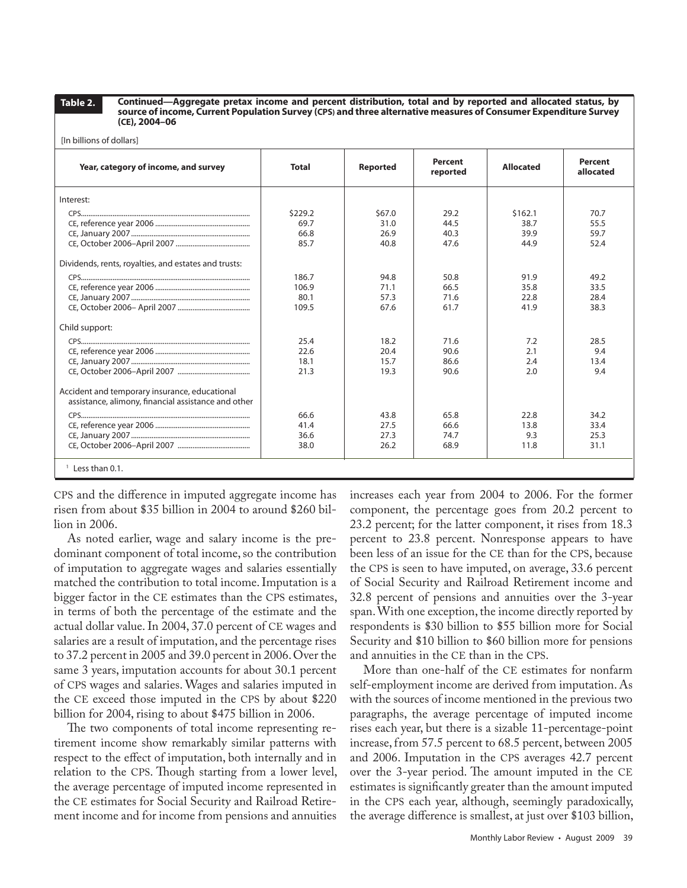**Table 2.** Continued—Aggregate pretax income and percent distribution, total and by reported and allocated status, by source of income, Current Population Survey (CPS) and three alternative measures of Consumer Expenditure Survey (CE), 2004–06

[In billions of dollars]

| Year, category of income, and survey | Total | Reported | Percent reported | Allocated | Percent allocated |
|---|---|---|---|---|---|
| Interest: | | | | | |
| CPS | $229.2 | $67.0 | 29.2 | $162.1 | 70.7 |
| CE, reference year 2006 | 69.7 | 31.0 | 44.5 | 38.7 | 55.5 |
| CE, January 2007 | 66.8 | 26.9 | 40.3 | 39.9 | 59.7 |
| CE, October 2006–April 2007 | 85.7 | 40.8 | 47.6 | 44.9 | 52.4 |
| Dividends, rents, royalties, and estates and trusts: | | | | | |
| CPS | 186.7 | 94.8 | 50.8 | 91.9 | 49.2 |
| CE, reference year 2006 | 106.9 | 71.1 | 66.5 | 35.8 | 33.5 |
| CE, January 2007 | 80.1 | 57.3 | 71.6 | 22.8 | 28.4 |
| CE, October 2006– April 2007 | 109.5 | 67.6 | 61.7 | 41.9 | 38.3 |
| Child support: | | | | | |
| CPS | 25.4 | 18.2 | 71.6 | 7.2 | 28.5 |
| CE, reference year 2006 | 22.6 | 20.4 | 90.6 | 2.1 | 9.4 |
| CE, January 2007 | 18.1 | 15.7 | 86.6 | 2.4 | 13.4 |
| CE, October 2006–April 2007 | 21.3 | 19.3 | 90.6 | 2.0 | 9.4 |
| Accident and temporary insurance, educational assistance, alimony, financial assistance and other | | | | | |
| CPS | 66.6 | 43.8 | 65.8 | 22.8 | 34.2 |
| CE, reference year 2006 | 41.4 | 27.5 | 66.6 | 13.8 | 33.4 |
| CE, January 2007 | 36.6 | 27.3 | 74.7 | 9.3 | 25.3 |
| CE, October 2006–April 2007 | 38.0 | 26.2 | 68.9 | 11.8 | 31.1 |

[1] Less than 0.1.

CPS and the difference in imputed aggregate income has risen from about $35 billion in 2004 to around $260 billion in 2006.

As noted earlier, wage and salary income is the predominant component of total income, so the contribution of imputation to aggregate wages and salaries essentially matched the contribution to total income. Imputation is a bigger factor in the CE estimates than the CPS estimates, in terms of both the percentage of the estimate and the actual dollar value. In 2004, 37.0 percent of CE wages and salaries are a result of imputation, and the percentage rises to 37.2 percent in 2005 and 39.0 percent in 2006. Over the same 3 years, imputation accounts for about 30.1 percent of CPS wages and salaries. Wages and salaries imputed in the CE exceed those imputed in the CPS by about $220 billion for 2004, rising to about $475 billion in 2006.

The two components of total income representing retirement income show remarkably similar patterns with respect to the effect of imputation, both internally and in relation to the CPS. Though starting from a lower level, the average percentage of imputed income represented in the CE estimates for Social Security and Railroad Retirement income and for income from pensions and annuities increases each year from 2004 to 2006. For the former component, the percentage goes from 20.2 percent to 23.2 percent; for the latter component, it rises from 18.3 percent to 23.8 percent. Nonresponse appears to have been less of an issue for the CE than for the CPS, because the CPS is seen to have imputed, on average, 33.6 percent of Social Security and Railroad Retirement income and 32.8 percent of pensions and annuities over the 3-year span. With one exception, the income directly reported by respondents is $30 billion to $55 billion more for Social Security and $10 billion to $60 billion more for pensions and annuities in the CE than in the CPS.

More than one-half of the CE estimates for nonfarm self-employment income are derived from imputation. As with the sources of income mentioned in the previous two paragraphs, the average percentage of imputed income rises each year, but there is a sizable 11-percentage-point increase, from 57.5 percent to 68.5 percent, between 2005 and 2006. Imputation in the CPS averages 42.7 percent over the 3-year period. The amount imputed in the CE estimates is significantly greater than the amount imputed in the CPS each year, although, seemingly paradoxically, the average difference is smallest, at just over $103 billion,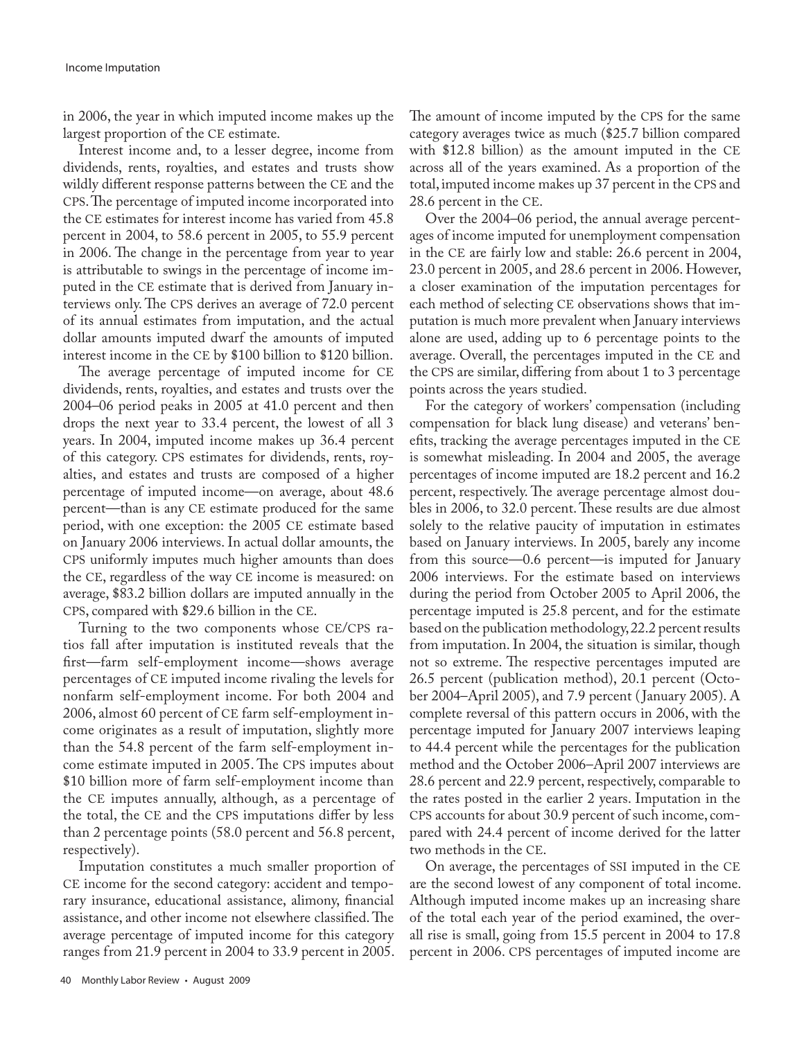in 2006, the year in which imputed income makes up the largest proportion of the CE estimate.

Interest income and, to a lesser degree, income from dividends, rents, royalties, and estates and trusts show wildly different response patterns between the CE and the CPS. The percentage of imputed income incorporated into the CE estimates for interest income has varied from 45.8 percent in 2004, to 58.6 percent in 2005, to 55.9 percent in 2006. The change in the percentage from year to year is attributable to swings in the percentage of income imputed in the CE estimate that is derived from January interviews only. The CPS derives an average of 72.0 percent of its annual estimates from imputation, and the actual dollar amounts imputed dwarf the amounts of imputed interest income in the CE by $100 billion to $120 billion.

The average percentage of imputed income for CE dividends, rents, royalties, and estates and trusts over the 2004–06 period peaks in 2005 at 41.0 percent and then drops the next year to 33.4 percent, the lowest of all 3 years. In 2004, imputed income makes up 36.4 percent of this category. CPS estimates for dividends, rents, royalties, and estates and trusts are composed of a higher percentage of imputed income—on average, about 48.6 percent—than is any CE estimate produced for the same period, with one exception: the 2005 CE estimate based on January 2006 interviews. In actual dollar amounts, the CPS uniformly imputes much higher amounts than does the CE, regardless of the way CE income is measured: on average, $83.2 billion dollars are imputed annually in the CPS, compared with $29.6 billion in the CE.

Turning to the two components whose CE/CPS ratios fall after imputation is instituted reveals that the first—farm self-employment income—shows average percentages of CE imputed income rivaling the levels for nonfarm self-employment income. For both 2004 and 2006, almost 60 percent of CE farm self-employment income originates as a result of imputation, slightly more than the 54.8 percent of the farm self-employment income estimate imputed in 2005. The CPS imputes about $10 billion more of farm self-employment income than the CE imputes annually, although, as a percentage of the total, the CE and the CPS imputations differ by less than 2 percentage points (58.0 percent and 56.8 percent, respectively).

Imputation constitutes a much smaller proportion of CE income for the second category: accident and temporary insurance, educational assistance, alimony, financial assistance, and other income not elsewhere classified. The average percentage of imputed income for this category ranges from 21.9 percent in 2004 to 33.9 percent in 2005. The amount of income imputed by the CPS for the same category averages twice as much ($25.7 billion compared with $12.8 billion) as the amount imputed in the CE across all of the years examined. As a proportion of the total, imputed income makes up 37 percent in the CPS and 28.6 percent in the CE.

Over the 2004–06 period, the annual average percentages of income imputed for unemployment compensation in the CE are fairly low and stable: 26.6 percent in 2004, 23.0 percent in 2005, and 28.6 percent in 2006. However, a closer examination of the imputation percentages for each method of selecting CE observations shows that imputation is much more prevalent when January interviews alone are used, adding up to 6 percentage points to the average. Overall, the percentages imputed in the CE and the CPS are similar, differing from about 1 to 3 percentage points across the years studied.

For the category of workers' compensation (including compensation for black lung disease) and veterans' benefits, tracking the average percentages imputed in the CE is somewhat misleading. In 2004 and 2005, the average percentages of income imputed are 18.2 percent and 16.2 percent, respectively. The average percentage almost doubles in 2006, to 32.0 percent. These results are due almost solely to the relative paucity of imputation in estimates based on January interviews. In 2005, barely any income from this source—0.6 percent—is imputed for January 2006 interviews. For the estimate based on interviews during the period from October 2005 to April 2006, the percentage imputed is 25.8 percent, and for the estimate based on the publication methodology, 22.2 percent results from imputation. In 2004, the situation is similar, though not so extreme. The respective percentages imputed are 26.5 percent (publication method), 20.1 percent (October 2004–April 2005), and 7.9 percent (January 2005). A complete reversal of this pattern occurs in 2006, with the percentage imputed for January 2007 interviews leaping to 44.4 percent while the percentages for the publication method and the October 2006–April 2007 interviews are 28.6 percent and 22.9 percent, respectively, comparable to the rates posted in the earlier 2 years. Imputation in the CPS accounts for about 30.9 percent of such income, compared with 24.4 percent of income derived for the latter two methods in the CE.

On average, the percentages of SSI imputed in the CE are the second lowest of any component of total income. Although imputed income makes up an increasing share of the total each year of the period examined, the overall rise is small, going from 15.5 percent in 2004 to 17.8 percent in 2006. CPS percentages of imputed income are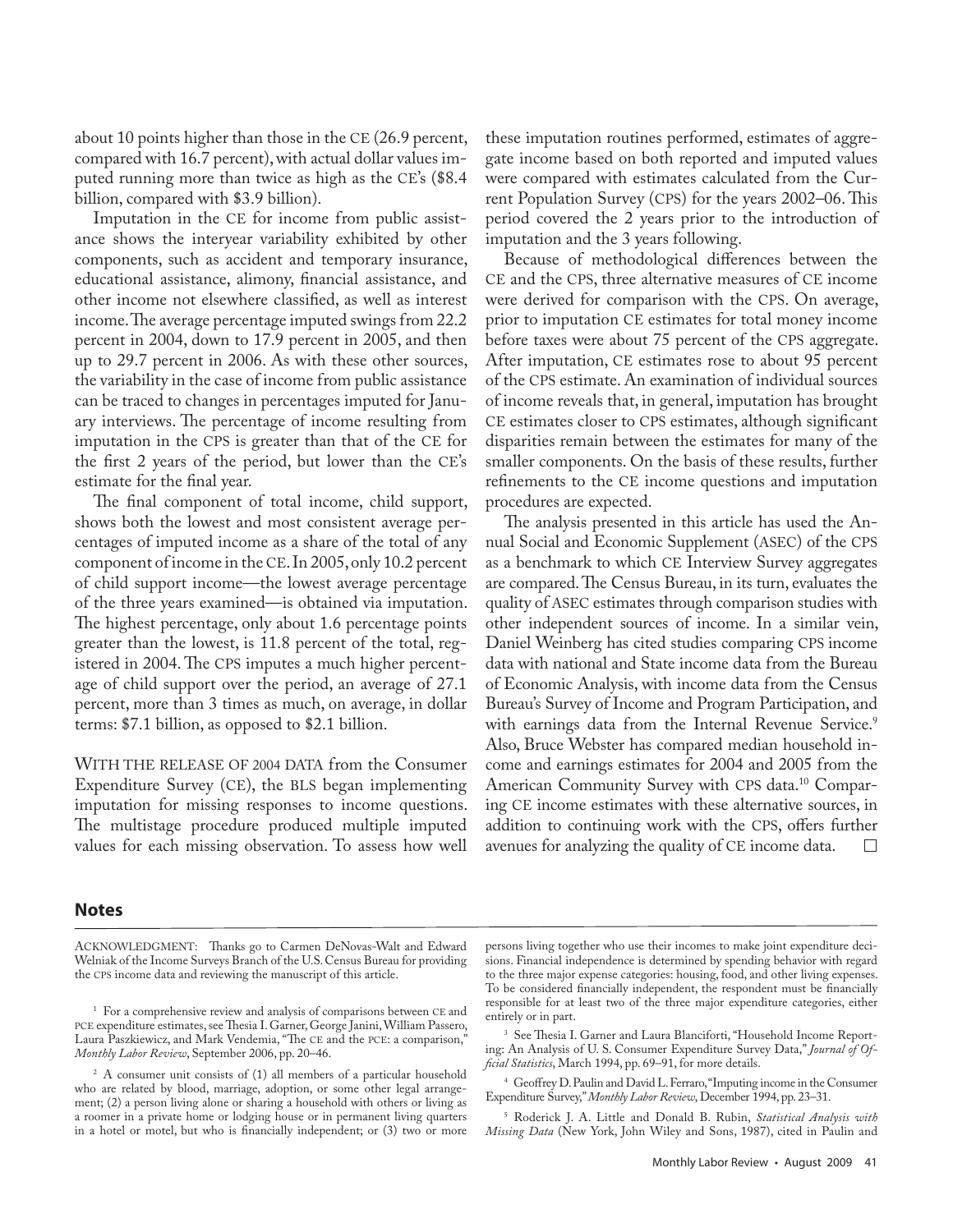about 10 points higher than those in the CE (26.9 percent, compared with 16.7 percent), with actual dollar values imputed running more than twice as high as the CE's ($8.4 billion, compared with $3.9 billion).

Imputation in the CE for income from public assistance shows the interyear variability exhibited by other components, such as accident and temporary insurance, educational assistance, alimony, financial assistance, and other income not elsewhere classified, as well as interest income. The average percentage imputed swings from 22.2 percent in 2004, down to 17.9 percent in 2005, and then up to 29.7 percent in 2006. As with these other sources, the variability in the case of income from public assistance can be traced to changes in percentages imputed for January interviews. The percentage of income resulting from imputation in the CPS is greater than that of the CE for the first 2 years of the period, but lower than the CE's estimate for the final year.

The final component of total income, child support, shows both the lowest and most consistent average percentages of imputed income as a share of the total of any component of income in the CE. In 2005, only 10.2 percent of child support income—the lowest average percentage of the three years examined—is obtained via imputation. The highest percentage, only about 1.6 percentage points greater than the lowest, is 11.8 percent of the total, registered in 2004. The CPS imputes a much higher percentage of child support over the period, an average of 27.1 percent, more than 3 times as much, on average, in dollar terms: $7.1 billion, as opposed to $2.1 billion.

WITH THE RELEASE OF 2004 DATA from the Consumer Expenditure Survey (CE), the BLS began implementing imputation for missing responses to income questions. The multistage procedure produced multiple imputed values for each missing observation. To assess how well these imputation routines performed, estimates of aggregate income based on both reported and imputed values were compared with estimates calculated from the Current Population Survey (CPS) for the years 2002–06. This period covered the 2 years prior to the introduction of imputation and the 3 years following.

Because of methodological differences between the CE and the CPS, three alternative measures of CE income were derived for comparison with the CPS. On average, prior to imputation CE estimates for total money income before taxes were about 75 percent of the CPS aggregate. After imputation, CE estimates rose to about 95 percent of the CPS estimate. An examination of individual sources of income reveals that, in general, imputation has brought CE estimates closer to CPS estimates, although significant disparities remain between the estimates for many of the smaller components. On the basis of these results, further refinements to the CE income questions and imputation procedures are expected.

The analysis presented in this article has used the Annual Social and Economic Supplement (ASEC) of the CPS as a benchmark to which CE Interview Survey aggregates are compared. The Census Bureau, in its turn, evaluates the quality of ASEC estimates through comparison studies with other independent sources of income. In a similar vein, Daniel Weinberg has cited studies comparing CPS income data with national and State income data from the Bureau of Economic Analysis, with income data from the Census Bureau's Survey of Income and Program Participation, and with earnings data from the Internal Revenue Service.[9] Also, Bruce Webster has compared median household income and earnings estimates for 2004 and 2005 from the American Community Survey with CPS data.[10] Comparing CE income estimates with these alternative sources, in addition to continuing work with the CPS, offers further avenues for analyzing the quality of CE income data. □

## Notes

ACKNOWLEDGMENT: Thanks go to Carmen DeNovas-Walt and Edward Welniak of the Income Surveys Branch of the U.S. Census Bureau for providing the CPS income data and reviewing the manuscript of this article.

[1] For a comprehensive review and analysis of comparisons between CE and PCE expenditure estimates, see Thesia I. Garner, George Janini, William Passero, Laura Paszkiewicz, and Mark Vendemia, "The CE and the PCE: a comparison," *Monthly Labor Review*, September 2006, pp. 20–46.

[2] A consumer unit consists of (1) all members of a particular household who are related by blood, marriage, adoption, or some other legal arrangement; (2) a person living alone or sharing a household with others or living as a roomer in a private home or lodging house or in permanent living quarters in a hotel or motel, but who is financially independent; or (3) two or more persons living together who use their incomes to make joint expenditure decisions. Financial independence is determined by spending behavior with regard to the three major expense categories: housing, food, and other living expenses. To be considered financially independent, the respondent must be financially responsible for at least two of the three major expenditure categories, either entirely or in part.

[3] See Thesia I. Garner and Laura Blanciforti, "Household Income Reporting: An Analysis of U. S. Consumer Expenditure Survey Data," *Journal of Official Statistics*, March 1994, pp. 69–91, for more details.

[4] Geoffrey D. Paulin and David L. Ferraro, "Imputing income in the Consumer Expenditure Survey," *Monthly Labor Review*, December 1994, pp. 23–31.

[5] Roderick J. A. Little and Donald B. Rubin, *Statistical Analysis with Missing Data* (New York, John Wiley and Sons, 1987), cited in Paulin and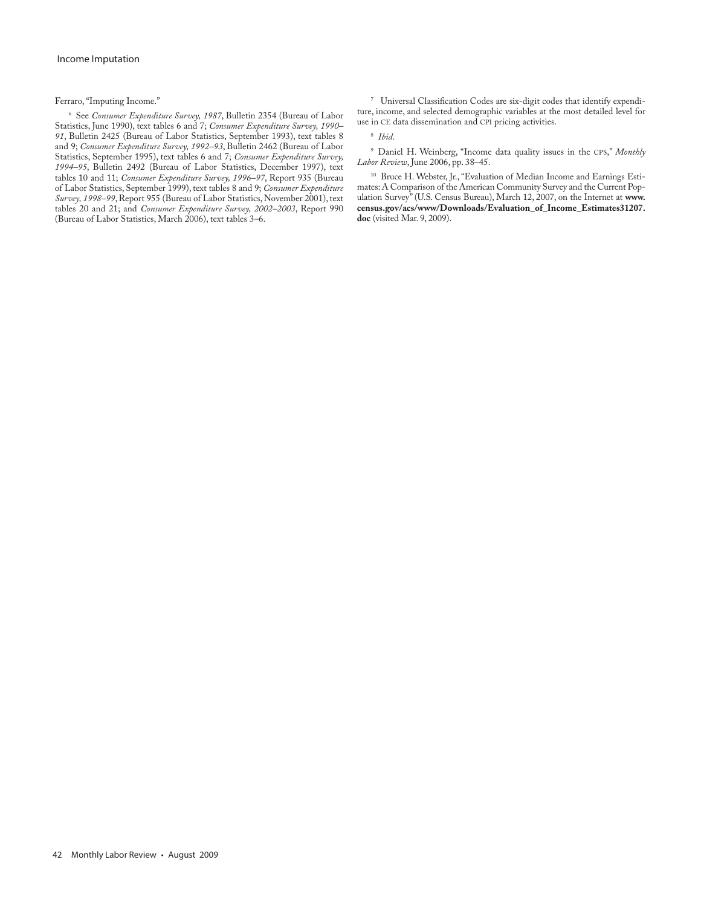Ferraro, "Imputing Income."

[6] See *Consumer Expenditure Survey, 1987*, Bulletin 2354 (Bureau of Labor Statistics, June 1990), text tables 6 and 7; *Consumer Expenditure Survey, 1990–91*, Bulletin 2425 (Bureau of Labor Statistics, September 1993), text tables 8 and 9; *Consumer Expenditure Survey, 1992–93*, Bulletin 2462 (Bureau of Labor Statistics, September 1995), text tables 6 and 7; *Consumer Expenditure Survey, 1994–95*, Bulletin 2492 (Bureau of Labor Statistics, December 1997), text tables 10 and 11; *Consumer Expenditure Survey, 1996–97*, Report 935 (Bureau of Labor Statistics, September 1999), text tables 8 and 9; *Consumer Expenditure Survey, 1998–99*, Report 955 (Bureau of Labor Statistics, November 2001), text tables 20 and 21; and *Consumer Expenditure Survey, 2002–2003*, Report 990 (Bureau of Labor Statistics, March 2006), text tables 3–6.

[7] Universal Classification Codes are six-digit codes that identify expenditure, income, and selected demographic variables at the most detailed level for use in CE data dissemination and CPI pricing activities.

[8] *Ibid*.

[9] Daniel H. Weinberg, "Income data quality issues in the CPS," *Monthly Labor Review*, June 2006, pp. 38–45.

[10] Bruce H. Webster, Jr., "Evaluation of Median Income and Earnings Estimates: A Comparison of the American Community Survey and the Current Population Survey" (U.S. Census Bureau), March 12, 2007, on the Internet at **www.census.gov/acs/www/Downloads/Evaluation_of_Income_Estimates31207.doc** (visited Mar. 9, 2009).